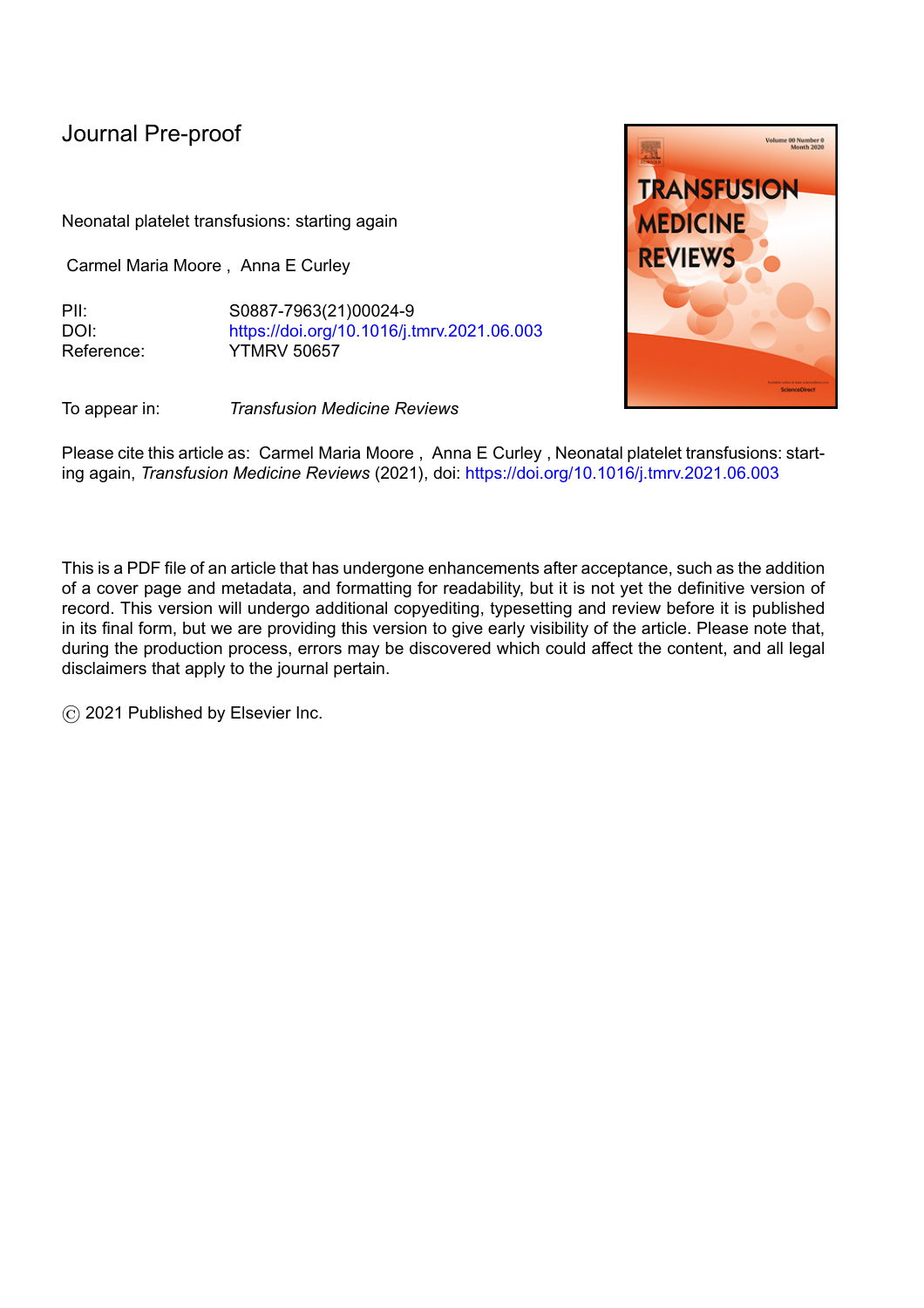Journal Pre-proof

Neonatal platelet transfusions: starting again

Carmel Maria Moore , Anna E Curley

| | |
|---|---|
| PII: | S0887-7963(21)00024-9 |
| DOI: | https://doi.org/10.1016/j.tmrv.2021.06.003 |
| Reference: | YTMRV 50657 |

To appear in: *Transfusion Medicine Reviews*

Please cite this article as: Carmel Maria Moore , Anna E Curley , Neonatal platelet transfusions: starting again, *Transfusion Medicine Reviews* (2021), doi: https://doi.org/10.1016/j.tmrv.2021.06.003

This is a PDF file of an article that has undergone enhancements after acceptance, such as the addition of a cover page and metadata, and formatting for readability, but it is not yet the definitive version of record. This version will undergo additional copyediting, typesetting and review before it is published in its final form, but we are providing this version to give early visibility of the article. Please note that, during the production process, errors may be discovered which could affect the content, and all legal disclaimers that apply to the journal pertain.

© 2021 Published by Elsevier Inc.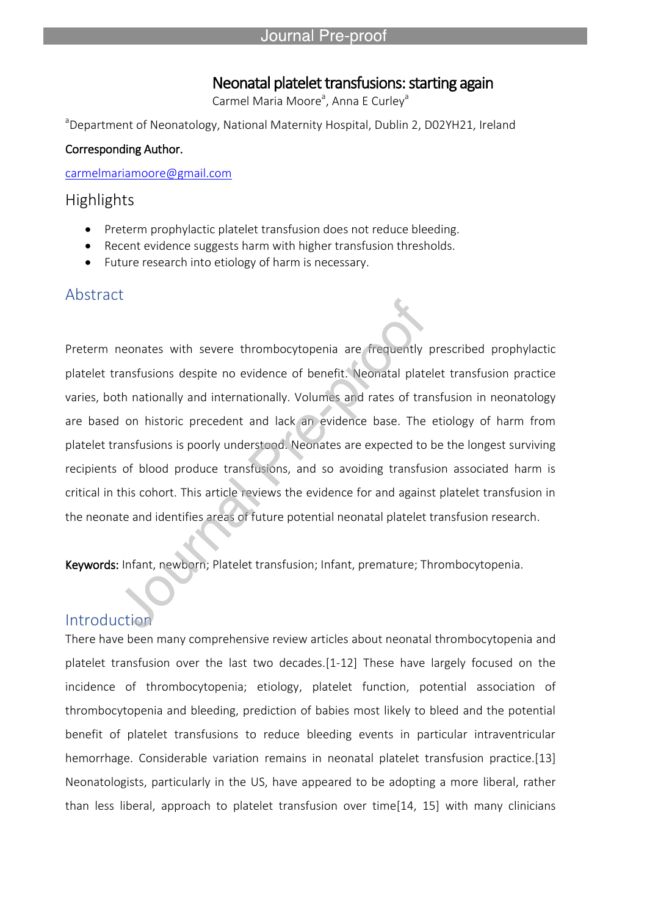# Neonatal platelet transfusions: starting again

Carmel Maria Moore[a], Anna E Curley[a]

[a]Department of Neonatology, National Maternity Hospital, Dublin 2, D02YH21, Ireland

**Corresponding Author.**

carmelmariamoore@gmail.com

## Highlights

- Preterm prophylactic platelet transfusion does not reduce bleeding.
- Recent evidence suggests harm with higher transfusion thresholds.
- Future research into etiology of harm is necessary.

## Abstract

Preterm neonates with severe thrombocytopenia are frequently prescribed prophylactic platelet transfusions despite no evidence of benefit. Neonatal platelet transfusion practice varies, both nationally and internationally. Volumes and rates of transfusion in neonatology are based on historic precedent and lack an evidence base. The etiology of harm from platelet transfusions is poorly understood. Neonates are expected to be the longest surviving recipients of blood produce transfusions, and so avoiding transfusion associated harm is critical in this cohort. This article reviews the evidence for and against platelet transfusion in the neonate and identifies areas of future potential neonatal platelet transfusion research.

**Keywords:** Infant, newborn; Platelet transfusion; Infant, premature; Thrombocytopenia.

## Introduction

There have been many comprehensive review articles about neonatal thrombocytopenia and platelet transfusion over the last two decades.[1-12] These have largely focused on the incidence of thrombocytopenia; etiology, platelet function, potential association of thrombocytopenia and bleeding, prediction of babies most likely to bleed and the potential benefit of platelet transfusions to reduce bleeding events in particular intraventricular hemorrhage. Considerable variation remains in neonatal platelet transfusion practice.[13] Neonatologists, particularly in the US, have appeared to be adopting a more liberal, rather than less liberal, approach to platelet transfusion over time[14, 15] with many clinicians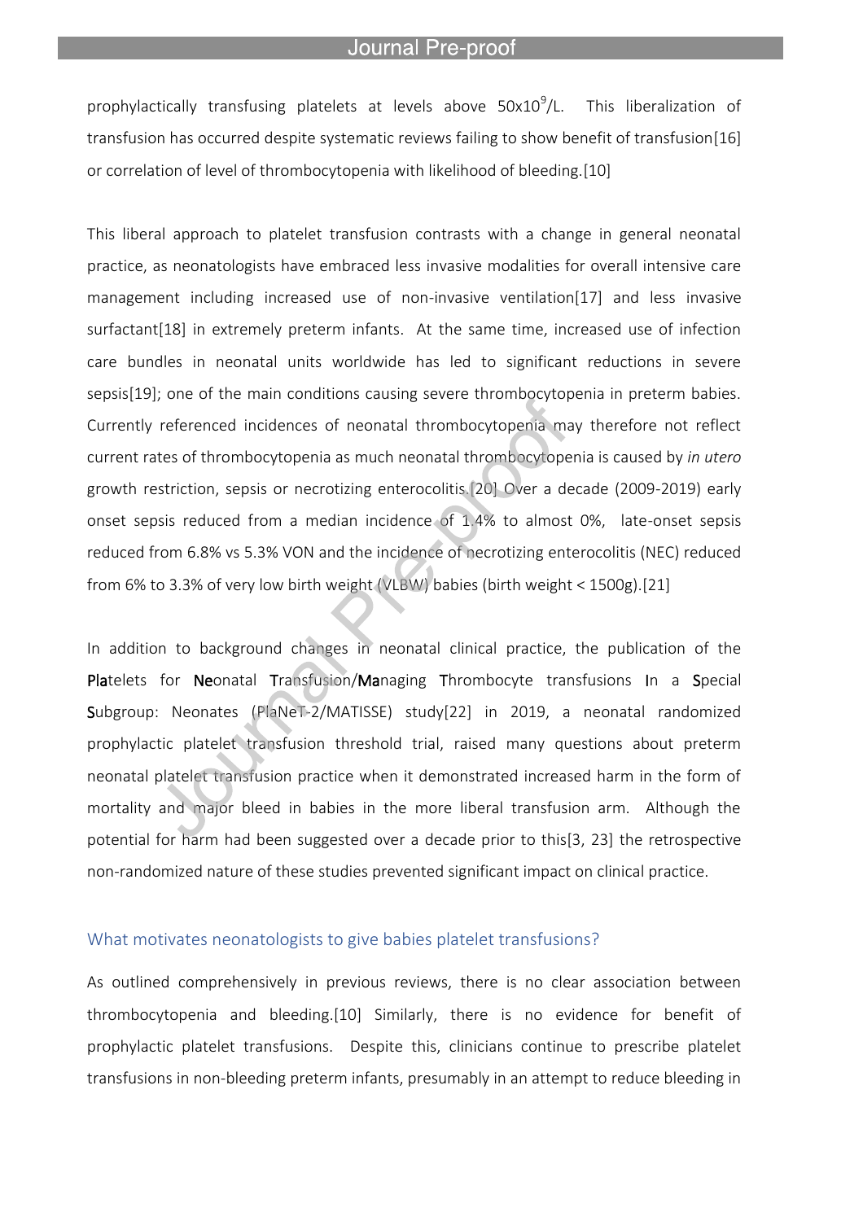prophylactically transfusing platelets at levels above $50x10^9$/L. This liberalization of transfusion has occurred despite systematic reviews failing to show benefit of transfusion[16] or correlation of level of thrombocytopenia with likelihood of bleeding.[10]

This liberal approach to platelet transfusion contrasts with a change in general neonatal practice, as neonatologists have embraced less invasive modalities for overall intensive care management including increased use of non-invasive ventilation[17] and less invasive surfactant[18] in extremely preterm infants. At the same time, increased use of infection care bundles in neonatal units worldwide has led to significant reductions in severe sepsis[19]; one of the main conditions causing severe thrombocytopenia in preterm babies. Currently referenced incidences of neonatal thrombocytopenia may therefore not reflect current rates of thrombocytopenia as much neonatal thrombocytopenia is caused by *in utero* growth restriction, sepsis or necrotizing enterocolitis.[20] Over a decade (2009-2019) early onset sepsis reduced from a median incidence of 1.4% to almost 0%, late-onset sepsis reduced from 6.8% vs 5.3% VON and the incidence of necrotizing enterocolitis (NEC) reduced from 6% to 3.3% of very low birth weight (VLBW) babies (birth weight < 1500g).[21]

In addition to background changes in neonatal clinical practice, the publication of the **Pla**telets for **Ne**onatal **T**ransfusion/**Ma**naging **T**hrombocyte transfusions **I**n a **S**pecial **S**ubgroup: Neonates (PlaNeT-2/MATISSE) study[22] in 2019, a neonatal randomized prophylactic platelet transfusion threshold trial, raised many questions about preterm neonatal platelet transfusion practice when it demonstrated increased harm in the form of mortality and major bleed in babies in the more liberal transfusion arm. Although the potential for harm had been suggested over a decade prior to this[3, 23] the retrospective non-randomized nature of these studies prevented significant impact on clinical practice.

## What motivates neonatologists to give babies platelet transfusions?

As outlined comprehensively in previous reviews, there is no clear association between thrombocytopenia and bleeding.[10] Similarly, there is no evidence for benefit of prophylactic platelet transfusions. Despite this, clinicians continue to prescribe platelet transfusions in non-bleeding preterm infants, presumably in an attempt to reduce bleeding in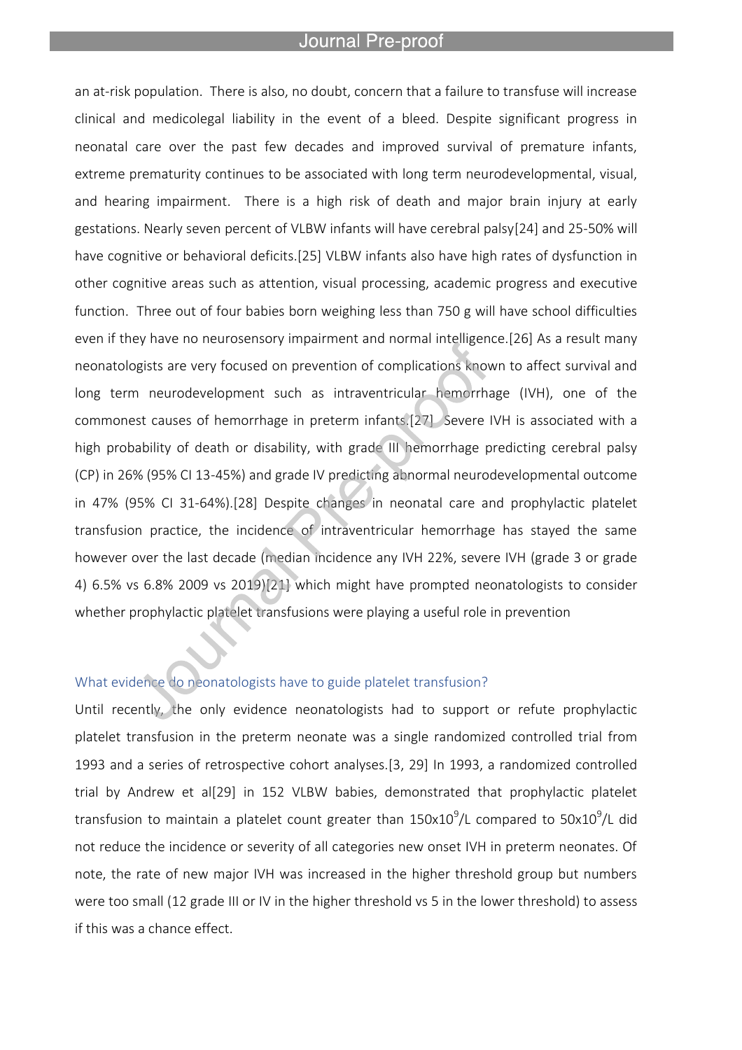an at-risk population. There is also, no doubt, concern that a failure to transfuse will increase clinical and medicolegal liability in the event of a bleed. Despite significant progress in neonatal care over the past few decades and improved survival of premature infants, extreme prematurity continues to be associated with long term neurodevelopmental, visual, and hearing impairment. There is a high risk of death and major brain injury at early gestations. Nearly seven percent of VLBW infants will have cerebral palsy[24] and 25-50% will have cognitive or behavioral deficits.[25] VLBW infants also have high rates of dysfunction in other cognitive areas such as attention, visual processing, academic progress and executive function. Three out of four babies born weighing less than 750 g will have school difficulties even if they have no neurosensory impairment and normal intelligence.[26] As a result many neonatologists are very focused on prevention of complications known to affect survival and long term neurodevelopment such as intraventricular hemorrhage (IVH), one of the commonest causes of hemorrhage in preterm infants.[27] Severe IVH is associated with a high probability of death or disability, with grade III hemorrhage predicting cerebral palsy (CP) in 26% (95% CI 13-45%) and grade IV predicting abnormal neurodevelopmental outcome in 47% (95% CI 31-64%).[28] Despite changes in neonatal care and prophylactic platelet transfusion practice, the incidence of intraventricular hemorrhage has stayed the same however over the last decade (median incidence any IVH 22%, severe IVH (grade 3 or grade 4) 6.5% vs 6.8% 2009 vs 2019)[21] which might have prompted neonatologists to consider whether prophylactic platelet transfusions were playing a useful role in prevention

## What evidence do neonatologists have to guide platelet transfusion?

Until recently, the only evidence neonatologists had to support or refute prophylactic platelet transfusion in the preterm neonate was a single randomized controlled trial from 1993 and a series of retrospective cohort analyses.[3, 29] In 1993, a randomized controlled trial by Andrew et al[29] in 152 VLBW babies, demonstrated that prophylactic platelet transfusion to maintain a platelet count greater than $150x10^9/L$ compared to $50x10^9/L$ did not reduce the incidence or severity of all categories new onset IVH in preterm neonates. Of note, the rate of new major IVH was increased in the higher threshold group but numbers were too small (12 grade III or IV in the higher threshold vs 5 in the lower threshold) to assess if this was a chance effect.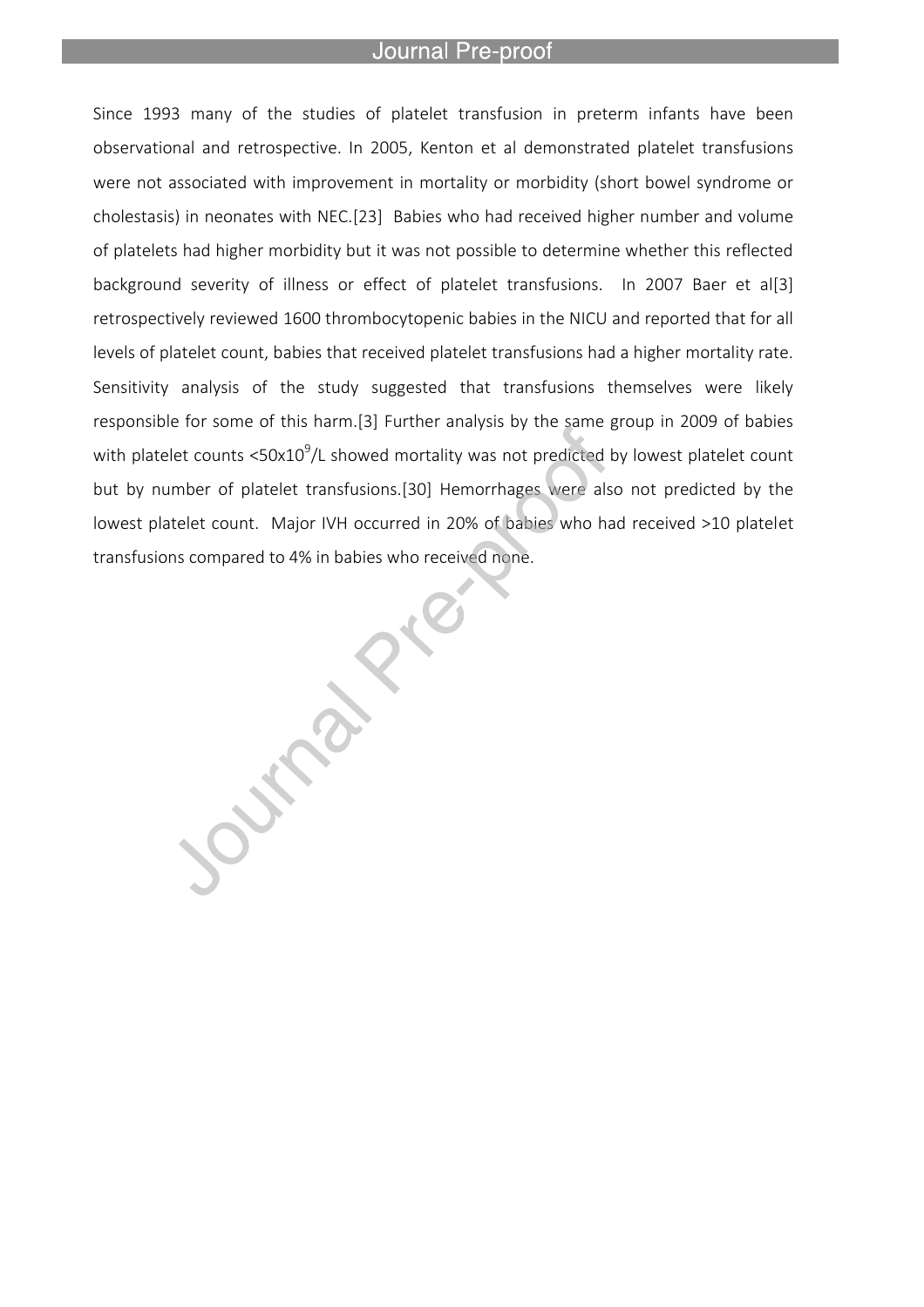Since 1993 many of the studies of platelet transfusion in preterm infants have been observational and retrospective. In 2005, Kenton et al demonstrated platelet transfusions were not associated with improvement in mortality or morbidity (short bowel syndrome or cholestasis) in neonates with NEC.[23] Babies who had received higher number and volume of platelets had higher morbidity but it was not possible to determine whether this reflected background severity of illness or effect of platelet transfusions. In 2007 Baer et al[3] retrospectively reviewed 1600 thrombocytopenic babies in the NICU and reported that for all levels of platelet count, babies that received platelet transfusions had a higher mortality rate. Sensitivity analysis of the study suggested that transfusions themselves were likely responsible for some of this harm.[3] Further analysis by the same group in 2009 of babies with platelet counts <50x$10^9$/L showed mortality was not predicted by lowest platelet count but by number of platelet transfusions.[30] Hemorrhages were also not predicted by the lowest platelet count. Major IVH occurred in 20% of babies who had received >10 platelet transfusions compared to 4% in babies who received none.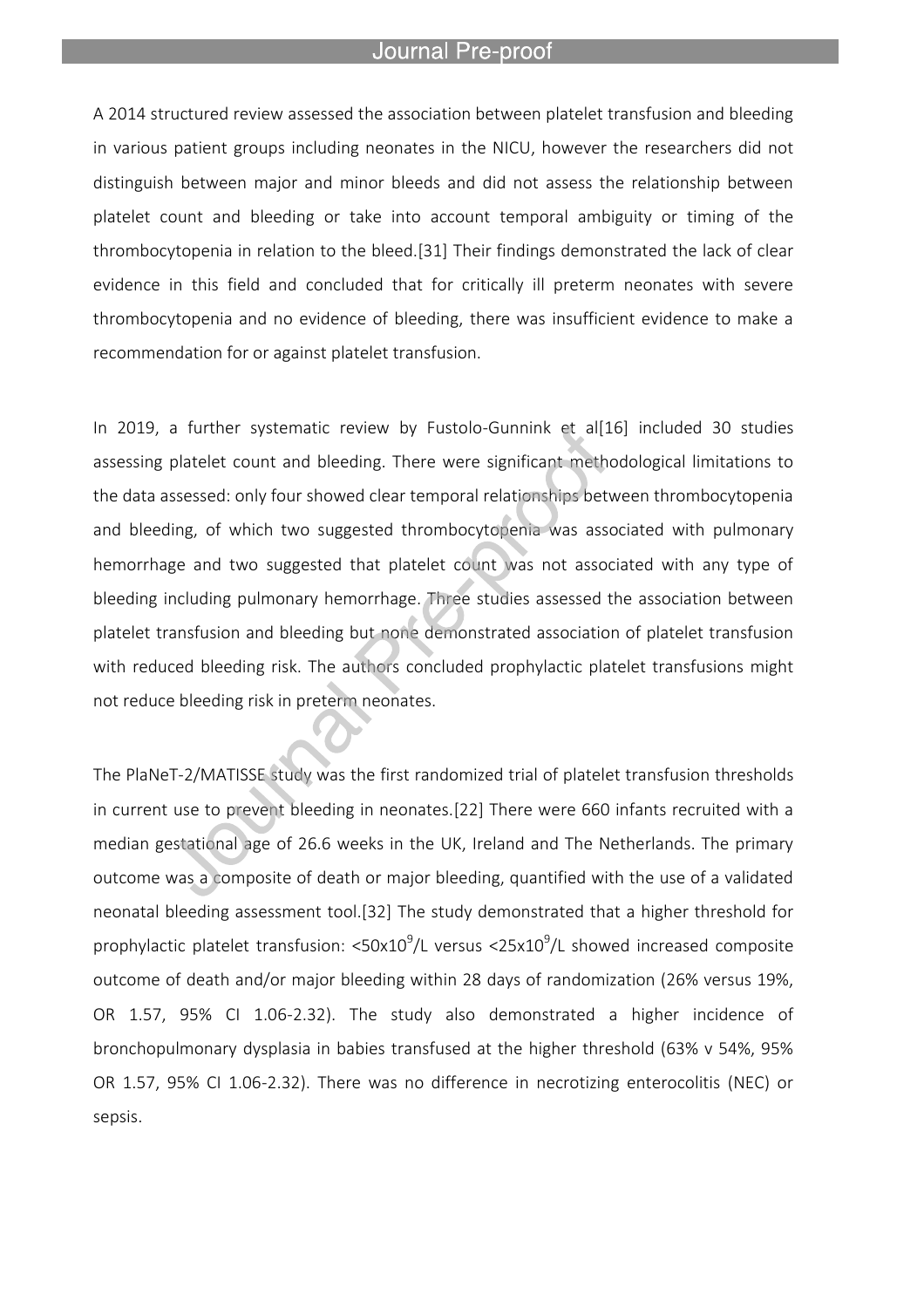A 2014 structured review assessed the association between platelet transfusion and bleeding in various patient groups including neonates in the NICU, however the researchers did not distinguish between major and minor bleeds and did not assess the relationship between platelet count and bleeding or take into account temporal ambiguity or timing of the thrombocytopenia in relation to the bleed.[31] Their findings demonstrated the lack of clear evidence in this field and concluded that for critically ill preterm neonates with severe thrombocytopenia and no evidence of bleeding, there was insufficient evidence to make a recommendation for or against platelet transfusion.

In 2019, a further systematic review by Fustolo-Gunnink et al[16] included 30 studies assessing platelet count and bleeding. There were significant methodological limitations to the data assessed: only four showed clear temporal relationships between thrombocytopenia and bleeding, of which two suggested thrombocytopenia was associated with pulmonary hemorrhage and two suggested that platelet count was not associated with any type of bleeding including pulmonary hemorrhage. Three studies assessed the association between platelet transfusion and bleeding but none demonstrated association of platelet transfusion with reduced bleeding risk. The authors concluded prophylactic platelet transfusions might not reduce bleeding risk in preterm neonates.

The PlaNeT-2/MATISSE study was the first randomized trial of platelet transfusion thresholds in current use to prevent bleeding in neonates.[22] There were 660 infants recruited with a median gestational age of 26.6 weeks in the UK, Ireland and The Netherlands. The primary outcome was a composite of death or major bleeding, quantified with the use of a validated neonatal bleeding assessment tool.[32] The study demonstrated that a higher threshold for prophylactic platelet transfusion: <50x$10^9$/L versus <25x$10^9$/L showed increased composite outcome of death and/or major bleeding within 28 days of randomization (26% versus 19%, OR 1.57, 95% CI 1.06-2.32). The study also demonstrated a higher incidence of bronchopulmonary dysplasia in babies transfused at the higher threshold (63% v 54%, 95% OR 1.57, 95% CI 1.06-2.32). There was no difference in necrotizing enterocolitis (NEC) or sepsis.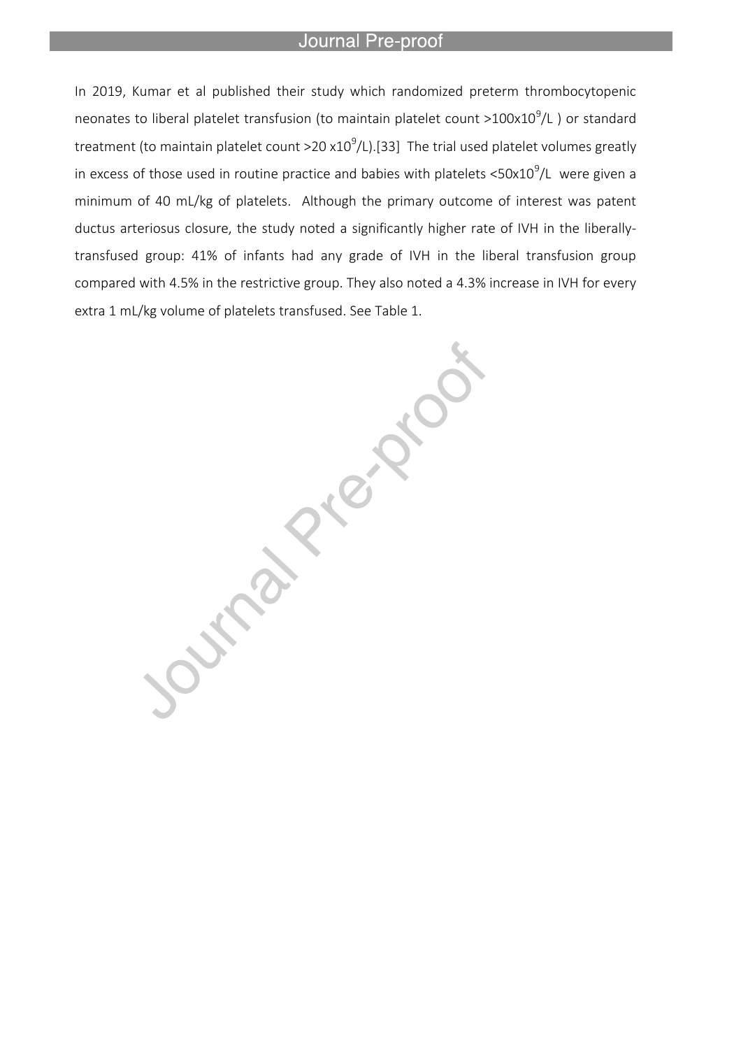In 2019, Kumar et al published their study which randomized preterm thrombocytopenic neonates to liberal platelet transfusion (to maintain platelet count >100x$10^9$/L ) or standard treatment (to maintain platelet count >20 x$10^9$/L).[33] The trial used platelet volumes greatly in excess of those used in routine practice and babies with platelets <50x$10^9$/L were given a minimum of 40 mL/kg of platelets. Although the primary outcome of interest was patent ductus arteriosus closure, the study noted a significantly higher rate of IVH in the liberally-transfused group: 41% of infants had any grade of IVH in the liberal transfusion group compared with 4.5% in the restrictive group. They also noted a 4.3% increase in IVH for every extra 1 mL/kg volume of platelets transfused. See Table 1.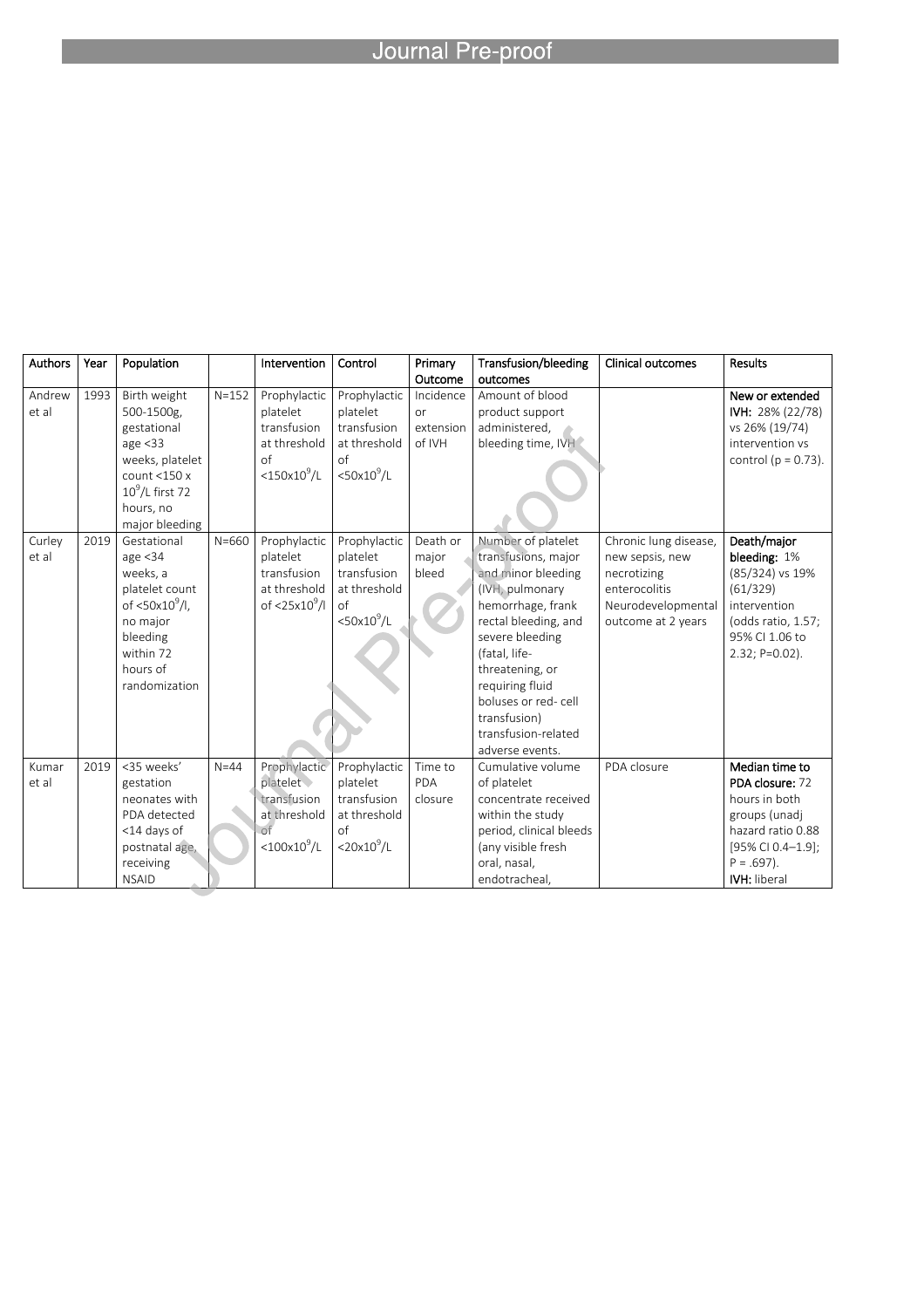| Authors | Year | Population | | Intervention | Control | Primary Outcome | Transfusion/bleeding outcomes | Clinical outcomes | Results |
|---|---|---|---|---|---|---|---|---|---|
| Andrew et al | 1993 | Birth weight 500-1500g, gestational age <33 weeks, platelet count <150 x $10^9$/L first 72 hours, no major bleeding | N=152 | Prophylactic platelet transfusion at threshold of <150x$10^9$/L | Prophylactic platelet transfusion at threshold of <50x$10^9$/L | Incidence or extension of IVH | Amount of blood product support administered, bleeding time, IVH | | **New or extended IVH:** 28% (22/78) vs 26% (19/74) intervention vs control (p = 0.73). |
| Curley et al | 2019 | Gestational age <34 weeks, a platelet count of <50x$10^9$/l, no major bleeding within 72 hours of randomization | N=660 | Prophylactic platelet transfusion at threshold of <25x$10^9$/l | Prophylactic platelet transfusion at threshold of <50x$10^9$/L | Death or major bleed | Number of platelet transfusions, major and minor bleeding (IVH, pulmonary hemorrhage, frank rectal bleeding, and severe bleeding (fatal, life-threatening, or requiring fluid boluses or red- cell transfusion) transfusion-related adverse events. | Chronic lung disease, new sepsis, new necrotizing enterocolitis Neurodevelopmental outcome at 2 years | **Death/major bleeding:** 1% (85/324) vs 19% (61/329) intervention (odds ratio, 1.57; 95% CI 1.06 to 2.32; P=0.02). |
| Kumar et al | 2019 | <35 weeks' gestation neonates with PDA detected <14 days of postnatal age, receiving NSAID | N=44 | Prophylactic platelet transfusion at threshold of <100x$10^9$/L | Prophylactic platelet transfusion at threshold of <20x$10^9$/L | Time to PDA closure | Cumulative volume of platelet concentrate received within the study period, clinical bleeds (any visible fresh oral, nasal, endotracheal, | PDA closure | **Median time to PDA closure:** 72 hours in both groups (unadj hazard ratio 0.88 [95% CI 0.4–1.9]; P = .697). **IVH:** liberal |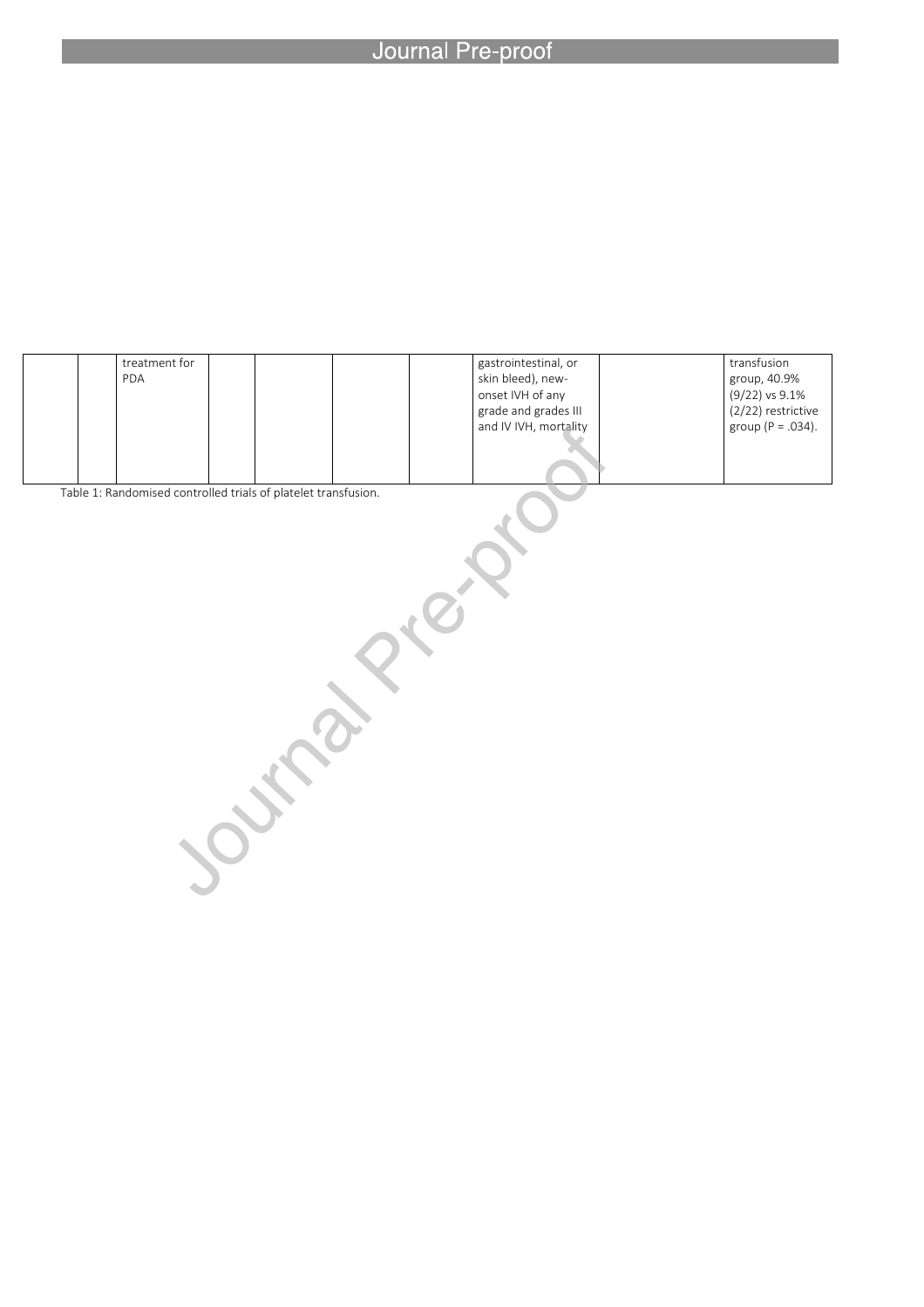| | | | | | | | | | |
|---|---|---|---|---|---|---|---|---|---|
| | | treatment for PDA | | | | | gastrointestinal, or skin bleed), new-onset IVH of any grade and grades III and IV IVH, mortality | | transfusion group, 40.9% (9/22) vs 9.1% (2/22) restrictive group (P = .034). |

Table 1: Randomised controlled trials of platelet transfusion.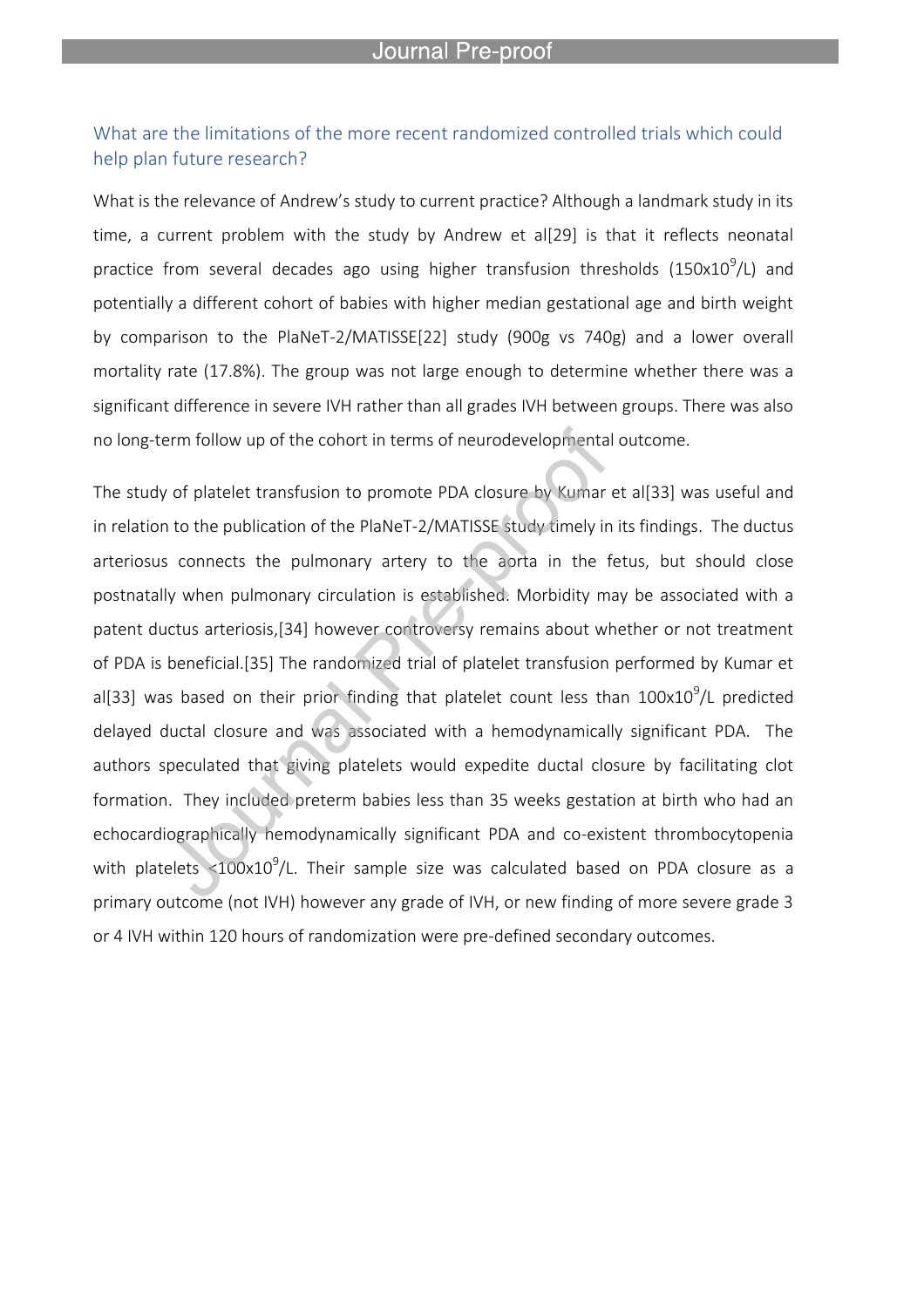## What are the limitations of the more recent randomized controlled trials which could help plan future research?

What is the relevance of Andrew's study to current practice? Although a landmark study in its time, a current problem with the study by Andrew et al[29] is that it reflects neonatal practice from several decades ago using higher transfusion thresholds ($150x10^9$/L) and potentially a different cohort of babies with higher median gestational age and birth weight by comparison to the PlaNeT-2/MATISSE[22] study (900g vs 740g) and a lower overall mortality rate (17.8%). The group was not large enough to determine whether there was a significant difference in severe IVH rather than all grades IVH between groups. There was also no long-term follow up of the cohort in terms of neurodevelopmental outcome.

The study of platelet transfusion to promote PDA closure by Kumar et al[33] was useful and in relation to the publication of the PlaNeT-2/MATISSE study timely in its findings. The ductus arteriosus connects the pulmonary artery to the aorta in the fetus, but should close postnatally when pulmonary circulation is established. Morbidity may be associated with a patent ductus arteriosis,[34] however controversy remains about whether or not treatment of PDA is beneficial.[35] The randomized trial of platelet transfusion performed by Kumar et al[33] was based on their prior finding that platelet count less than $100x10^9$/L predicted delayed ductal closure and was associated with a hemodynamically significant PDA. The authors speculated that giving platelets would expedite ductal closure by facilitating clot formation. They included preterm babies less than 35 weeks gestation at birth who had an echocardiographically hemodynamically significant PDA and co-existent thrombocytopenia with platelets <$100x10^9$/L. Their sample size was calculated based on PDA closure as a primary outcome (not IVH) however any grade of IVH, or new finding of more severe grade 3 or 4 IVH within 120 hours of randomization were pre-defined secondary outcomes.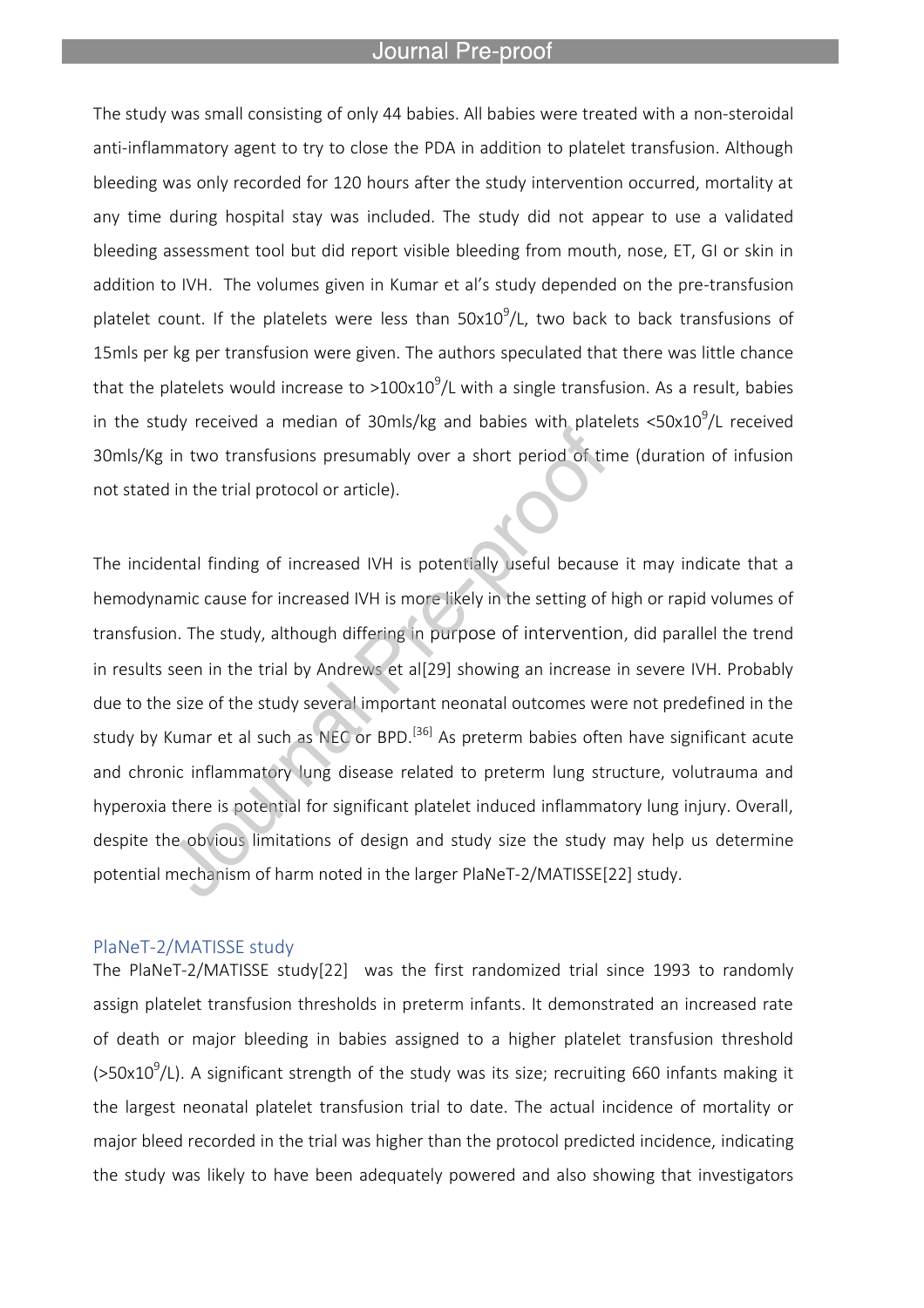The study was small consisting of only 44 babies. All babies were treated with a non-steroidal anti-inflammatory agent to try to close the PDA in addition to platelet transfusion. Although bleeding was only recorded for 120 hours after the study intervention occurred, mortality at any time during hospital stay was included. The study did not appear to use a validated bleeding assessment tool but did report visible bleeding from mouth, nose, ET, GI or skin in addition to IVH. The volumes given in Kumar et al's study depended on the pre-transfusion platelet count. If the platelets were less than $50x10^9$/L, two back to back transfusions of 15mls per kg per transfusion were given. The authors speculated that there was little chance that the platelets would increase to $>100x10^9$/L with a single transfusion. As a result, babies in the study received a median of 30mls/kg and babies with platelets $<50x10^9$/L received 30mls/Kg in two transfusions presumably over a short period of time (duration of infusion not stated in the trial protocol or article).

The incidental finding of increased IVH is potentially useful because it may indicate that a hemodynamic cause for increased IVH is more likely in the setting of high or rapid volumes of transfusion. The study, although differing in purpose of intervention, did parallel the trend in results seen in the trial by Andrews et al[29] showing an increase in severe IVH. Probably due to the size of the study several important neonatal outcomes were not predefined in the study by Kumar et al such as NEC or BPD.[36] As preterm babies often have significant acute and chronic inflammatory lung disease related to preterm lung structure, volutrauma and hyperoxia there is potential for significant platelet induced inflammatory lung injury. Overall, despite the obvious limitations of design and study size the study may help us determine potential mechanism of harm noted in the larger PlaNeT-2/MATISSE[22] study.

## PlaNeT-2/MATISSE study

The PlaNeT-2/MATISSE study[22] was the first randomized trial since 1993 to randomly assign platelet transfusion thresholds in preterm infants. It demonstrated an increased rate of death or major bleeding in babies assigned to a higher platelet transfusion threshold ($>50x10^9$/L). A significant strength of the study was its size; recruiting 660 infants making it the largest neonatal platelet transfusion trial to date. The actual incidence of mortality or major bleed recorded in the trial was higher than the protocol predicted incidence, indicating the study was likely to have been adequately powered and also showing that investigators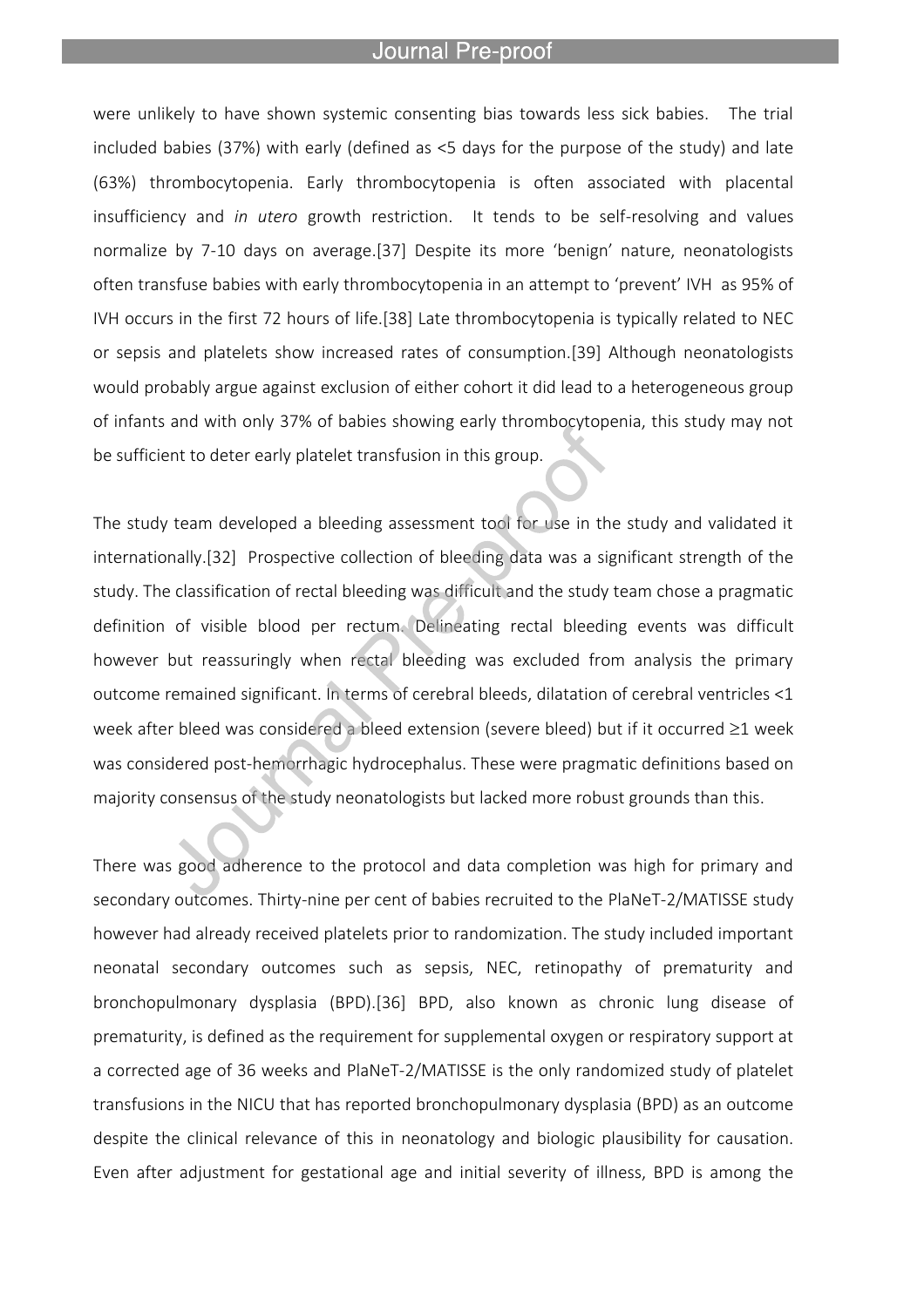were unlikely to have shown systemic consenting bias towards less sick babies. The trial included babies (37%) with early (defined as <5 days for the purpose of the study) and late (63%) thrombocytopenia. Early thrombocytopenia is often associated with placental insufficiency and *in utero* growth restriction. It tends to be self-resolving and values normalize by 7-10 days on average.[37] Despite its more 'benign' nature, neonatologists often transfuse babies with early thrombocytopenia in an attempt to 'prevent' IVH as 95% of IVH occurs in the first 72 hours of life.[38] Late thrombocytopenia is typically related to NEC or sepsis and platelets show increased rates of consumption.[39] Although neonatologists would probably argue against exclusion of either cohort it did lead to a heterogeneous group of infants and with only 37% of babies showing early thrombocytopenia, this study may not be sufficient to deter early platelet transfusion in this group.

The study team developed a bleeding assessment tool for use in the study and validated it internationally.[32] Prospective collection of bleeding data was a significant strength of the study. The classification of rectal bleeding was difficult and the study team chose a pragmatic definition of visible blood per rectum. Delineating rectal bleeding events was difficult however but reassuringly when rectal bleeding was excluded from analysis the primary outcome remained significant. In terms of cerebral bleeds, dilatation of cerebral ventricles <1 week after bleed was considered a bleed extension (severe bleed) but if it occurred ≥1 week was considered post-hemorrhagic hydrocephalus. These were pragmatic definitions based on majority consensus of the study neonatologists but lacked more robust grounds than this.

There was good adherence to the protocol and data completion was high for primary and secondary outcomes. Thirty-nine per cent of babies recruited to the PlaNeT-2/MATISSE study however had already received platelets prior to randomization. The study included important neonatal secondary outcomes such as sepsis, NEC, retinopathy of prematurity and bronchopulmonary dysplasia (BPD).[36] BPD, also known as chronic lung disease of prematurity, is defined as the requirement for supplemental oxygen or respiratory support at a corrected age of 36 weeks and PlaNeT-2/MATISSE is the only randomized study of platelet transfusions in the NICU that has reported bronchopulmonary dysplasia (BPD) as an outcome despite the clinical relevance of this in neonatology and biologic plausibility for causation. Even after adjustment for gestational age and initial severity of illness, BPD is among the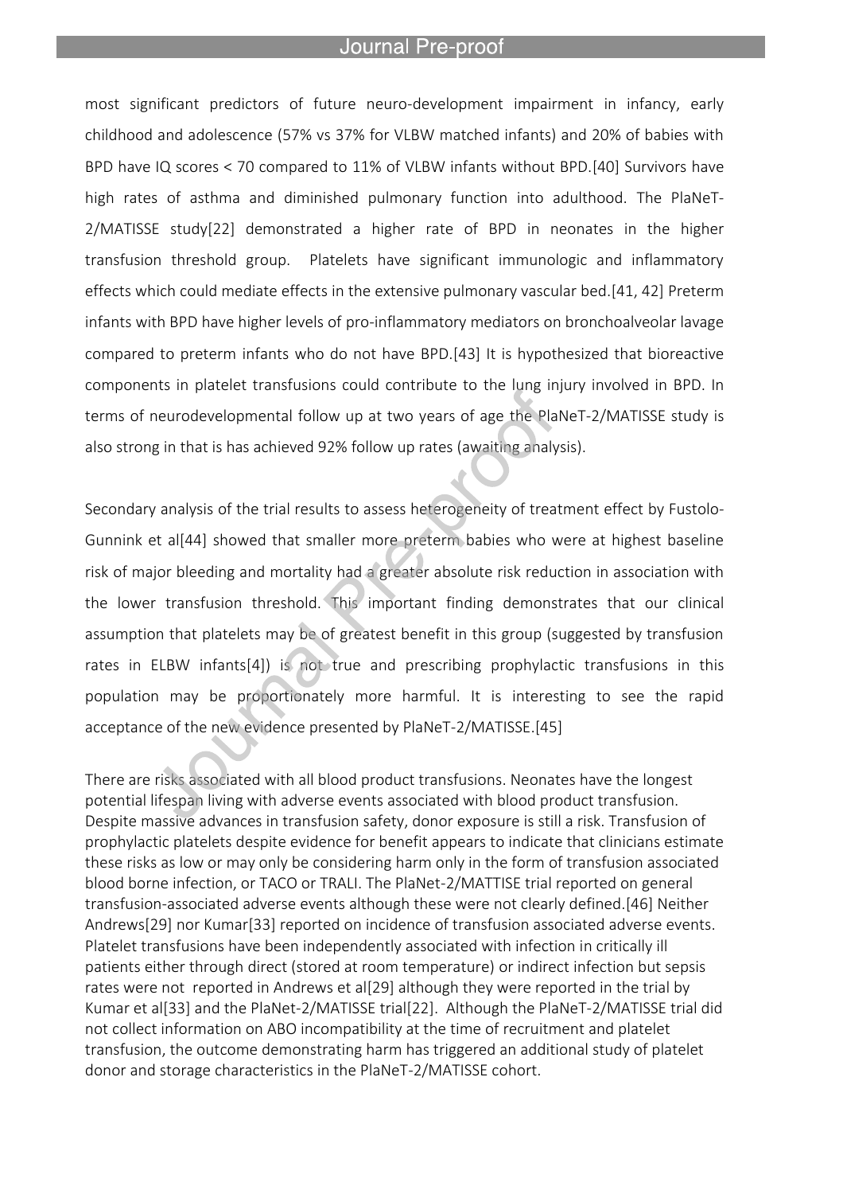most significant predictors of future neuro-development impairment in infancy, early childhood and adolescence (57% vs 37% for VLBW matched infants) and 20% of babies with BPD have IQ scores < 70 compared to 11% of VLBW infants without BPD.[40] Survivors have high rates of asthma and diminished pulmonary function into adulthood. The PlaNeT-2/MATISSE study[22] demonstrated a higher rate of BPD in neonates in the higher transfusion threshold group. Platelets have significant immunologic and inflammatory effects which could mediate effects in the extensive pulmonary vascular bed.[41, 42] Preterm infants with BPD have higher levels of pro-inflammatory mediators on bronchoalveolar lavage compared to preterm infants who do not have BPD.[43] It is hypothesized that bioreactive components in platelet transfusions could contribute to the lung injury involved in BPD. In terms of neurodevelopmental follow up at two years of age the PlaNeT-2/MATISSE study is also strong in that is has achieved 92% follow up rates (awaiting analysis).

Secondary analysis of the trial results to assess heterogeneity of treatment effect by Fustolo-Gunnink et al[44] showed that smaller more preterm babies who were at highest baseline risk of major bleeding and mortality had a greater absolute risk reduction in association with the lower transfusion threshold. This important finding demonstrates that our clinical assumption that platelets may be of greatest benefit in this group (suggested by transfusion rates in ELBW infants[4]) is not true and prescribing prophylactic transfusions in this population may be proportionately more harmful. It is interesting to see the rapid acceptance of the new evidence presented by PlaNeT-2/MATISSE.[45]

There are risks associated with all blood product transfusions. Neonates have the longest potential lifespan living with adverse events associated with blood product transfusion. Despite massive advances in transfusion safety, donor exposure is still a risk. Transfusion of prophylactic platelets despite evidence for benefit appears to indicate that clinicians estimate these risks as low or may only be considering harm only in the form of transfusion associated blood borne infection, or TACO or TRALI. The PlaNet-2/MATTISE trial reported on general transfusion-associated adverse events although these were not clearly defined.[46] Neither Andrews[29] nor Kumar[33] reported on incidence of transfusion associated adverse events. Platelet transfusions have been independently associated with infection in critically ill patients either through direct (stored at room temperature) or indirect infection but sepsis rates were not reported in Andrews et al[29] although they were reported in the trial by Kumar et al[33] and the PlaNet-2/MATISSE trial[22]. Although the PlaNeT-2/MATISSE trial did not collect information on ABO incompatibility at the time of recruitment and platelet transfusion, the outcome demonstrating harm has triggered an additional study of platelet donor and storage characteristics in the PlaNeT-2/MATISSE cohort.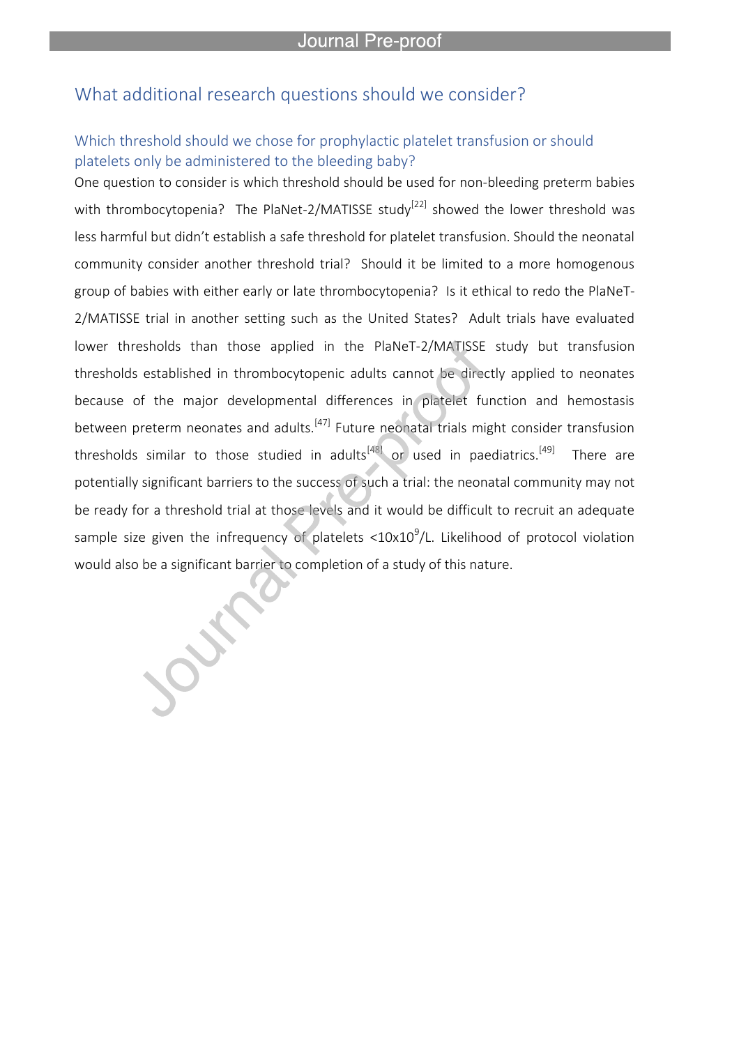## What additional research questions should we consider?

### Which threshold should we chose for prophylactic platelet transfusion or should platelets only be administered to the bleeding baby?

One question to consider is which threshold should be used for non-bleeding preterm babies with thrombocytopenia? The PlaNet-2/MATISSE study[22] showed the lower threshold was less harmful but didn't establish a safe threshold for platelet transfusion. Should the neonatal community consider another threshold trial? Should it be limited to a more homogenous group of babies with either early or late thrombocytopenia? Is it ethical to redo the PlaNeT-2/MATISSE trial in another setting such as the United States? Adult trials have evaluated lower thresholds than those applied in the PlaNeT-2/MATISSE study but transfusion thresholds established in thrombocytopenic adults cannot be directly applied to neonates because of the major developmental differences in platelet function and hemostasis between preterm neonates and adults.[47] Future neonatal trials might consider transfusion thresholds similar to those studied in adults[48] or used in paediatrics.[49] There are potentially significant barriers to the success of such a trial: the neonatal community may not be ready for a threshold trial at those levels and it would be difficult to recruit an adequate sample size given the infrequency of platelets $<10\text{x}10^9$/L. Likelihood of protocol violation would also be a significant barrier to completion of a study of this nature.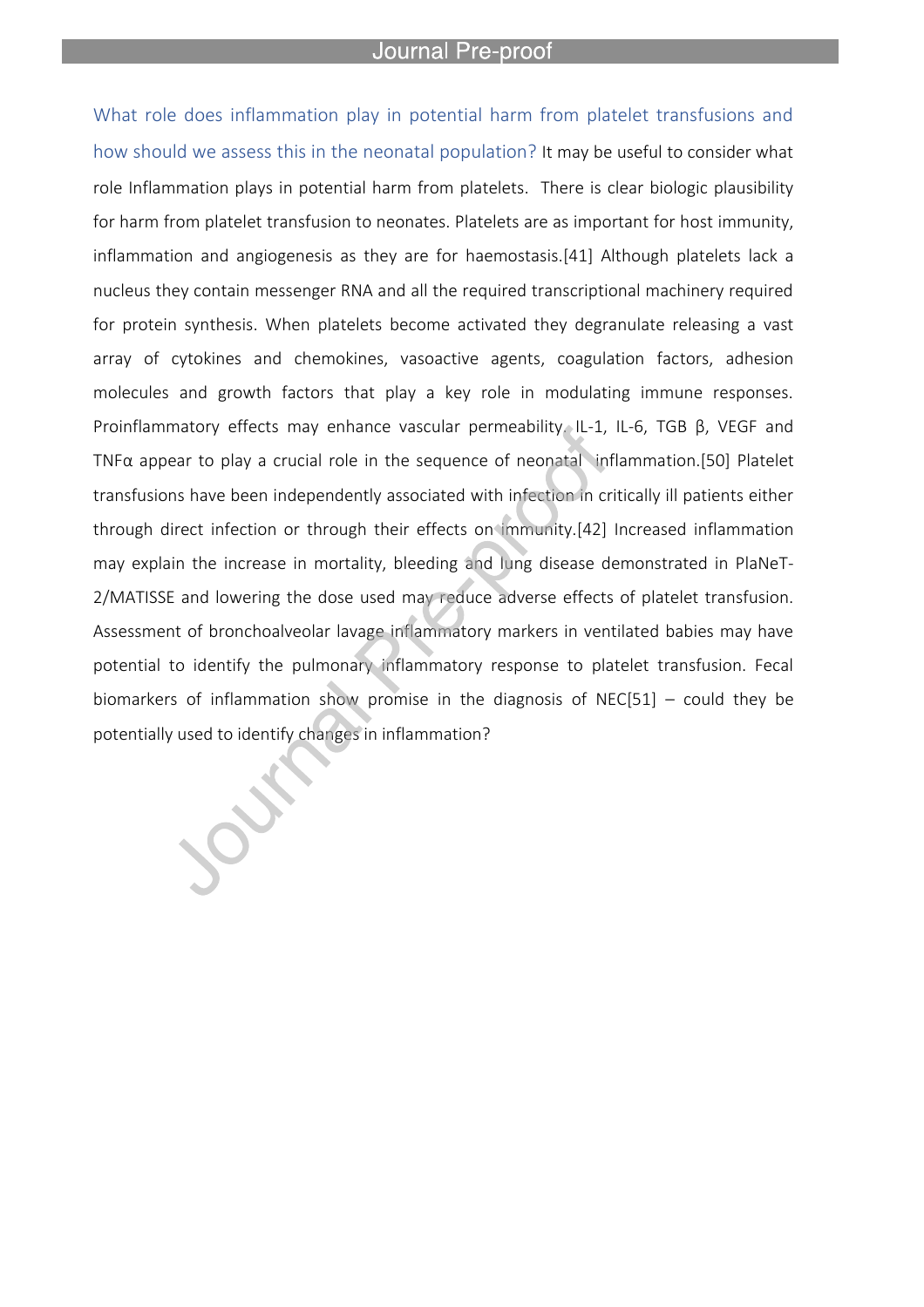What role does inflammation play in potential harm from platelet transfusions and how should we assess this in the neonatal population? It may be useful to consider what role Inflammation plays in potential harm from platelets. There is clear biologic plausibility for harm from platelet transfusion to neonates. Platelets are as important for host immunity, inflammation and angiogenesis as they are for haemostasis.[41] Although platelets lack a nucleus they contain messenger RNA and all the required transcriptional machinery required for protein synthesis. When platelets become activated they degranulate releasing a vast array of cytokines and chemokines, vasoactive agents, coagulation factors, adhesion molecules and growth factors that play a key role in modulating immune responses. Proinflammatory effects may enhance vascular permeability. IL-1, IL-6, TGB β, VEGF and TNFα appear to play a crucial role in the sequence of neonatal inflammation.[50] Platelet transfusions have been independently associated with infection in critically ill patients either through direct infection or through their effects on immunity.[42] Increased inflammation may explain the increase in mortality, bleeding and lung disease demonstrated in PlaNeT-2/MATISSE and lowering the dose used may reduce adverse effects of platelet transfusion. Assessment of bronchoalveolar lavage inflammatory markers in ventilated babies may have potential to identify the pulmonary inflammatory response to platelet transfusion. Fecal biomarkers of inflammation show promise in the diagnosis of NEC[51] – could they be potentially used to identify changes in inflammation?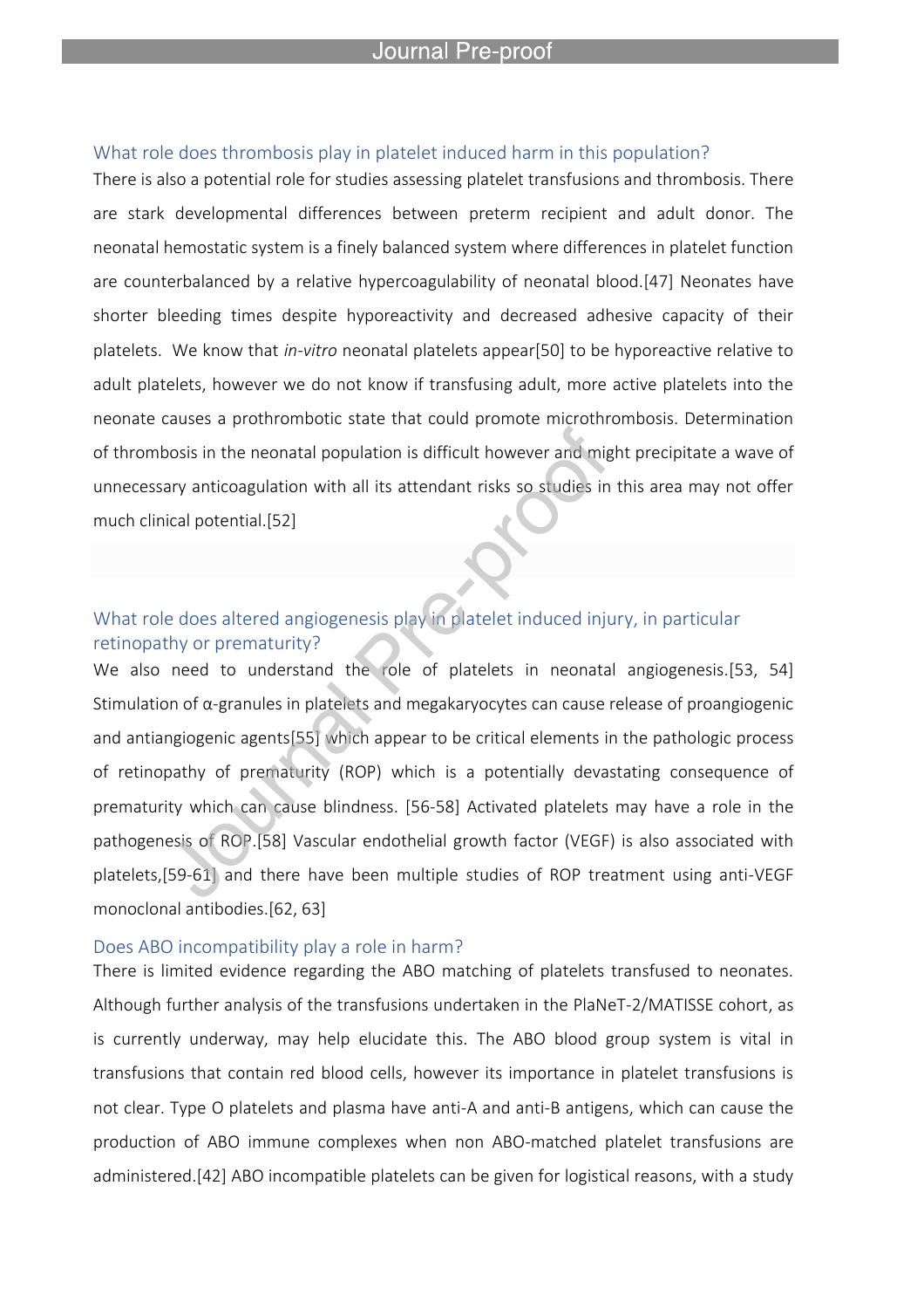### What role does thrombosis play in platelet induced harm in this population?

There is also a potential role for studies assessing platelet transfusions and thrombosis. There are stark developmental differences between preterm recipient and adult donor. The neonatal hemostatic system is a finely balanced system where differences in platelet function are counterbalanced by a relative hypercoagulability of neonatal blood.[47] Neonates have shorter bleeding times despite hyporeactivity and decreased adhesive capacity of their platelets. We know that *in-vitro* neonatal platelets appear[50] to be hyporeactive relative to adult platelets, however we do not know if transfusing adult, more active platelets into the neonate causes a prothrombotic state that could promote microthrombosis. Determination of thrombosis in the neonatal population is difficult however and might precipitate a wave of unnecessary anticoagulation with all its attendant risks so studies in this area may not offer much clinical potential.[52]

### What role does altered angiogenesis play in platelet induced injury, in particular retinopathy or prematurity?

We also need to understand the role of platelets in neonatal angiogenesis.[53, 54] Stimulation of α-granules in platelets and megakaryocytes can cause release of proangiogenic and antiangiogenic agents[55] which appear to be critical elements in the pathologic process of retinopathy of prematurity (ROP) which is a potentially devastating consequence of prematurity which can cause blindness. [56-58] Activated platelets may have a role in the pathogenesis of ROP.[58] Vascular endothelial growth factor (VEGF) is also associated with platelets,[59-61] and there have been multiple studies of ROP treatment using anti-VEGF monoclonal antibodies.[62, 63]

### Does ABO incompatibility play a role in harm?

There is limited evidence regarding the ABO matching of platelets transfused to neonates. Although further analysis of the transfusions undertaken in the PlaNeT-2/MATISSE cohort, as is currently underway, may help elucidate this. The ABO blood group system is vital in transfusions that contain red blood cells, however its importance in platelet transfusions is not clear. Type O platelets and plasma have anti-A and anti-B antigens, which can cause the production of ABO immune complexes when non ABO-matched platelet transfusions are administered.[42] ABO incompatible platelets can be given for logistical reasons, with a study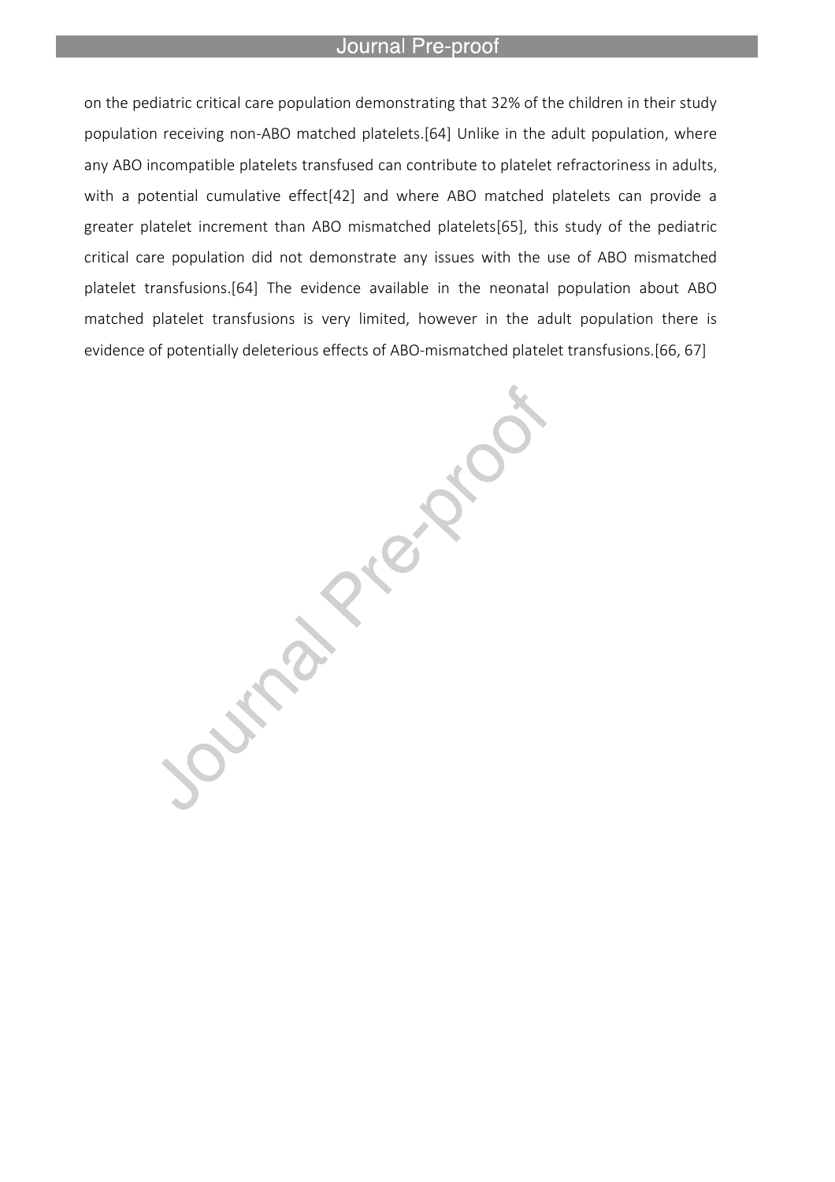on the pediatric critical care population demonstrating that 32% of the children in their study population receiving non-ABO matched platelets.[64] Unlike in the adult population, where any ABO incompatible platelets transfused can contribute to platelet refractoriness in adults, with a potential cumulative effect[42] and where ABO matched platelets can provide a greater platelet increment than ABO mismatched platelets[65], this study of the pediatric critical care population did not demonstrate any issues with the use of ABO mismatched platelet transfusions.[64] The evidence available in the neonatal population about ABO matched platelet transfusions is very limited, however in the adult population there is evidence of potentially deleterious effects of ABO-mismatched platelet transfusions.[66, 67]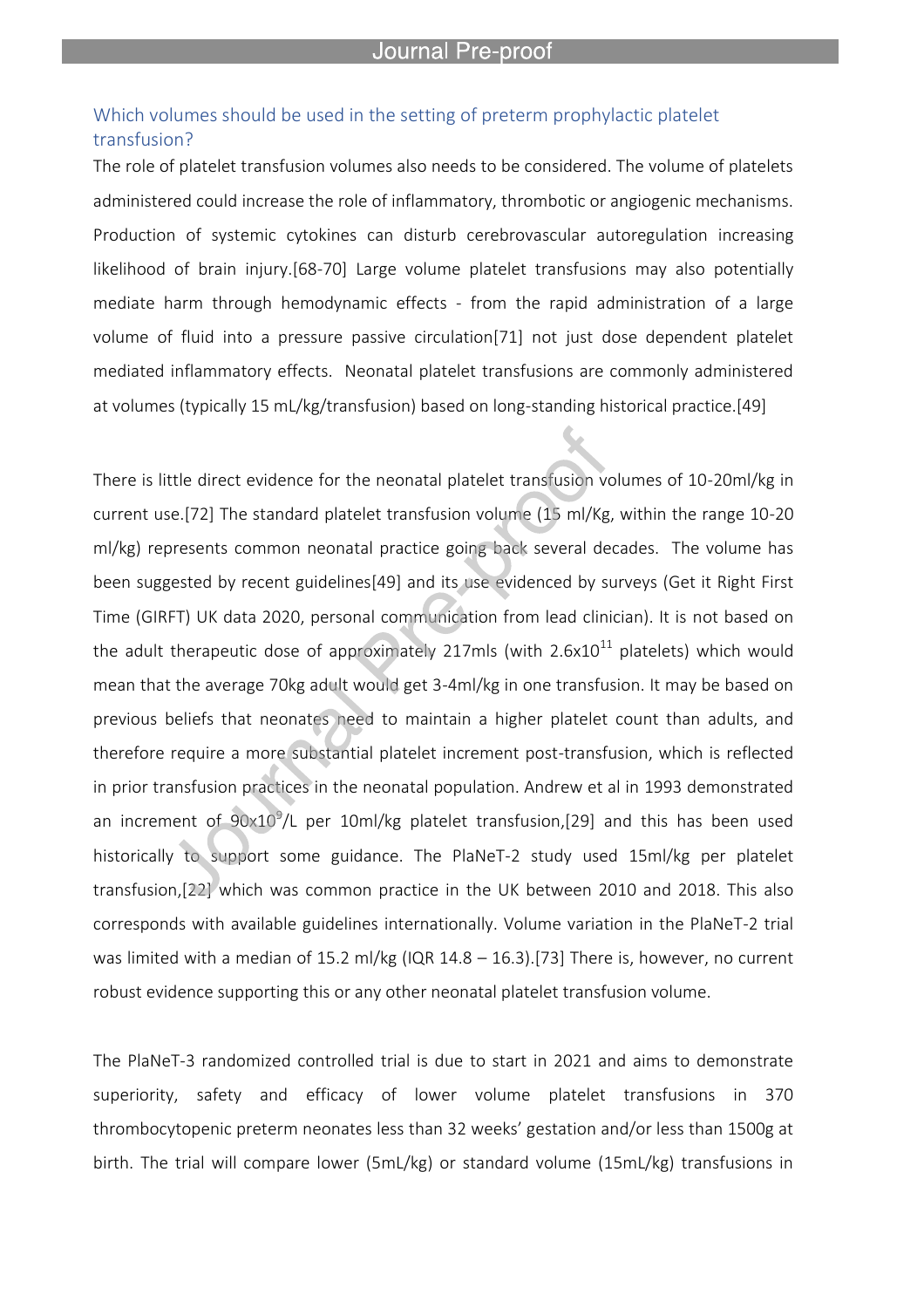## Which volumes should be used in the setting of preterm prophylactic platelet transfusion?

The role of platelet transfusion volumes also needs to be considered. The volume of platelets administered could increase the role of inflammatory, thrombotic or angiogenic mechanisms. Production of systemic cytokines can disturb cerebrovascular autoregulation increasing likelihood of brain injury.[68-70] Large volume platelet transfusions may also potentially mediate harm through hemodynamic effects - from the rapid administration of a large volume of fluid into a pressure passive circulation[71] not just dose dependent platelet mediated inflammatory effects. Neonatal platelet transfusions are commonly administered at volumes (typically 15 mL/kg/transfusion) based on long-standing historical practice.[49]

There is little direct evidence for the neonatal platelet transfusion volumes of 10-20ml/kg in current use.[72] The standard platelet transfusion volume (15 ml/Kg, within the range 10-20 ml/kg) represents common neonatal practice going back several decades. The volume has been suggested by recent guidelines[49] and its use evidenced by surveys (Get it Right First Time (GIRFT) UK data 2020, personal communication from lead clinician). It is not based on the adult therapeutic dose of approximately 217mls (with $2.6x10^{11}$ platelets) which would mean that the average 70kg adult would get 3-4ml/kg in one transfusion. It may be based on previous beliefs that neonates need to maintain a higher platelet count than adults, and therefore require a more substantial platelet increment post-transfusion, which is reflected in prior transfusion practices in the neonatal population. Andrew et al in 1993 demonstrated an increment of $90x10^{9}$/L per 10ml/kg platelet transfusion,[29] and this has been used historically to support some guidance. The PlaNeT-2 study used 15ml/kg per platelet transfusion,[22] which was common practice in the UK between 2010 and 2018. This also corresponds with available guidelines internationally. Volume variation in the PlaNeT-2 trial was limited with a median of 15.2 ml/kg (IQR 14.8 – 16.3).[73] There is, however, no current robust evidence supporting this or any other neonatal platelet transfusion volume.

The PlaNeT-3 randomized controlled trial is due to start in 2021 and aims to demonstrate superiority, safety and efficacy of lower volume platelet transfusions in 370 thrombocytopenic preterm neonates less than 32 weeks' gestation and/or less than 1500g at birth. The trial will compare lower (5mL/kg) or standard volume (15mL/kg) transfusions in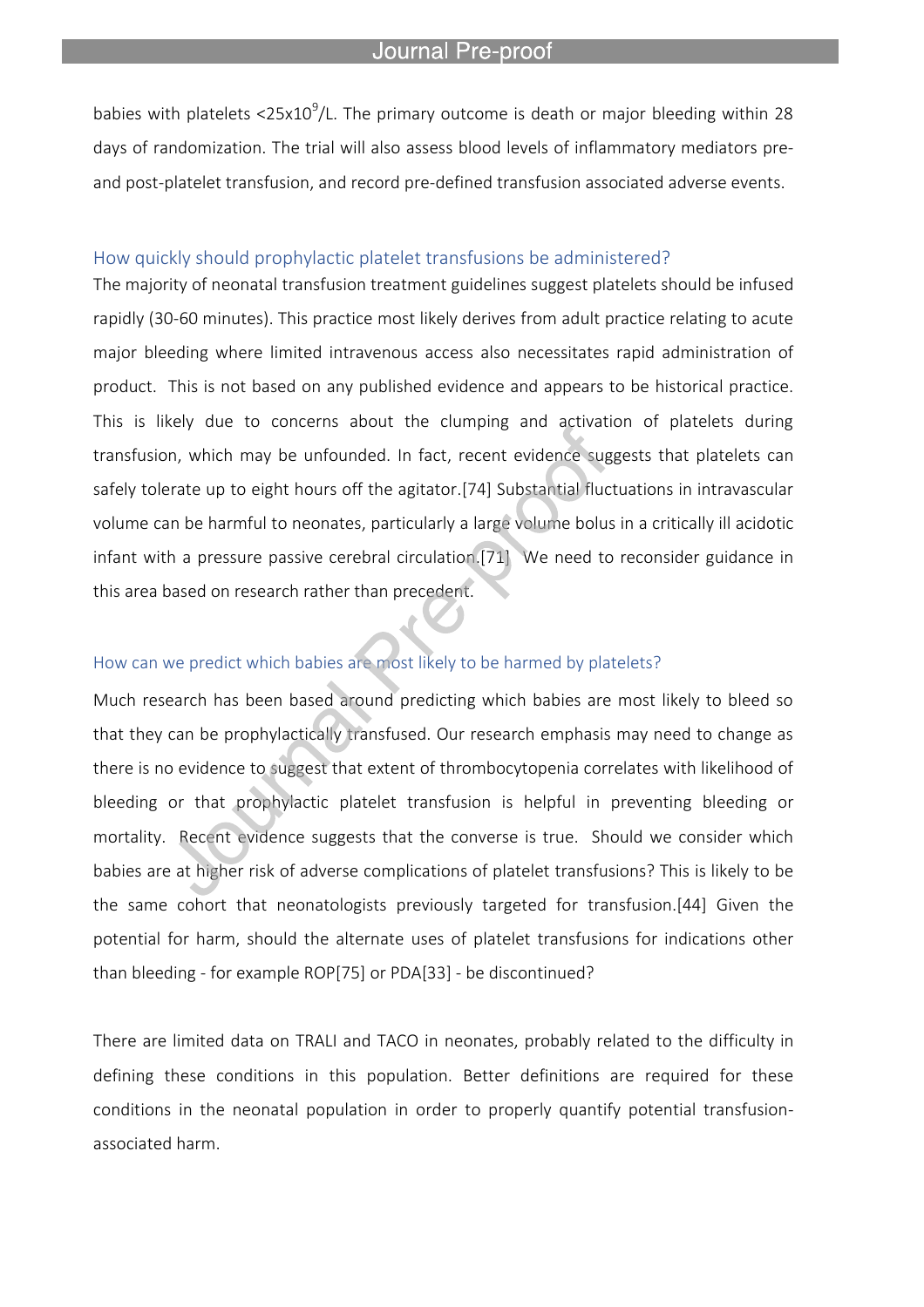babies with platelets $<25x10^9$/L. The primary outcome is death or major bleeding within 28 days of randomization. The trial will also assess blood levels of inflammatory mediators pre- and post-platelet transfusion, and record pre-defined transfusion associated adverse events.

### How quickly should prophylactic platelet transfusions be administered?

The majority of neonatal transfusion treatment guidelines suggest platelets should be infused rapidly (30-60 minutes). This practice most likely derives from adult practice relating to acute major bleeding where limited intravenous access also necessitates rapid administration of product. This is not based on any published evidence and appears to be historical practice. This is likely due to concerns about the clumping and activation of platelets during transfusion, which may be unfounded. In fact, recent evidence suggests that platelets can safely tolerate up to eight hours off the agitator.[74] Substantial fluctuations in intravascular volume can be harmful to neonates, particularly a large volume bolus in a critically ill acidotic infant with a pressure passive cerebral circulation.[71] We need to reconsider guidance in this area based on research rather than precedent.

### How can we predict which babies are most likely to be harmed by platelets?

Much research has been based around predicting which babies are most likely to bleed so that they can be prophylactically transfused. Our research emphasis may need to change as there is no evidence to suggest that extent of thrombocytopenia correlates with likelihood of bleeding or that prophylactic platelet transfusion is helpful in preventing bleeding or mortality. Recent evidence suggests that the converse is true. Should we consider which babies are at higher risk of adverse complications of platelet transfusions? This is likely to be the same cohort that neonatologists previously targeted for transfusion.[44] Given the potential for harm, should the alternate uses of platelet transfusions for indications other than bleeding - for example ROP[75] or PDA[33] - be discontinued?

There are limited data on TRALI and TACO in neonates, probably related to the difficulty in defining these conditions in this population. Better definitions are required for these conditions in the neonatal population in order to properly quantify potential transfusion-associated harm.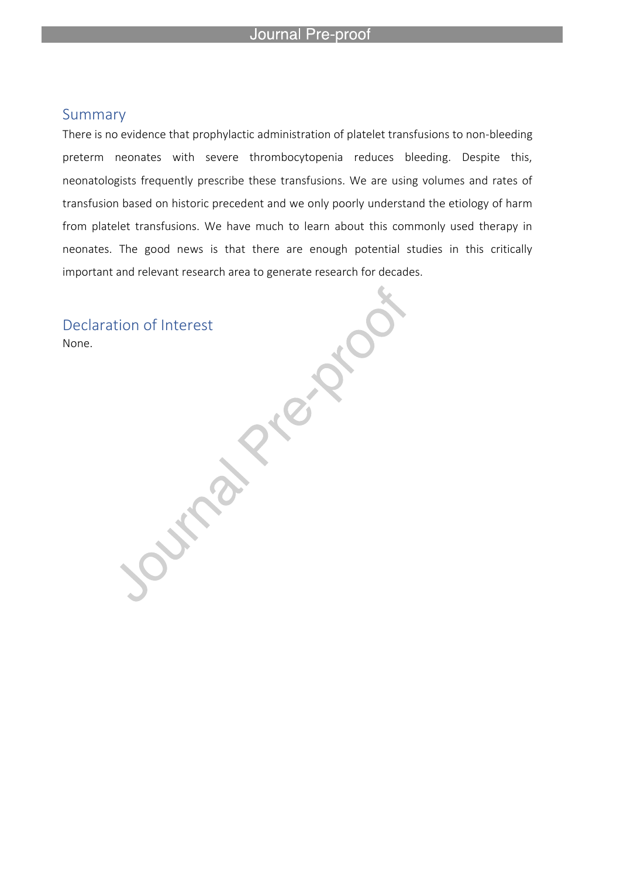## Summary

There is no evidence that prophylactic administration of platelet transfusions to non-bleeding preterm neonates with severe thrombocytopenia reduces bleeding. Despite this, neonatologists frequently prescribe these transfusions. We are using volumes and rates of transfusion based on historic precedent and we only poorly understand the etiology of harm from platelet transfusions. We have much to learn about this commonly used therapy in neonates. The good news is that there are enough potential studies in this critically important and relevant research area to generate research for decades.

## Declaration of Interest

None.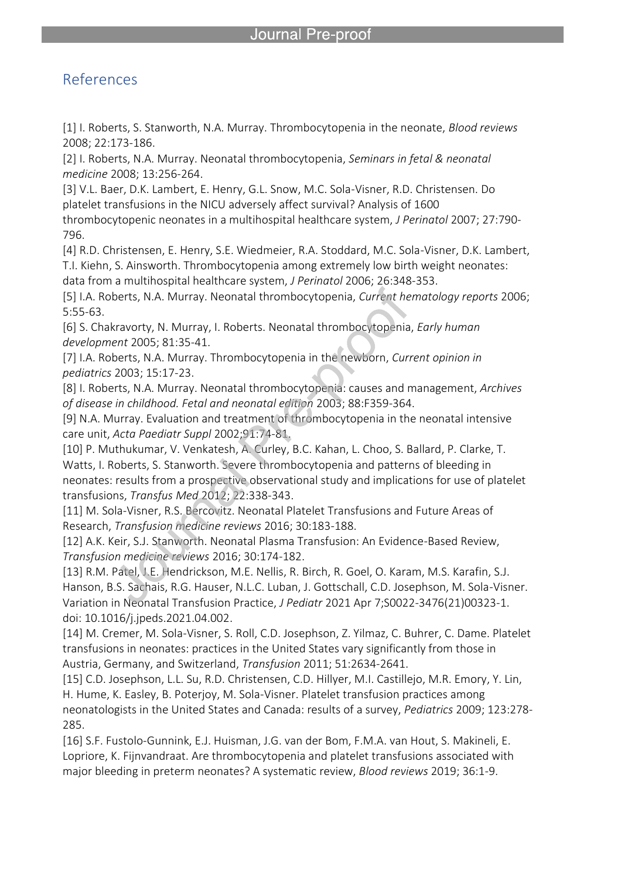## References

[1] I. Roberts, S. Stanworth, N.A. Murray. Thrombocytopenia in the neonate, *Blood reviews* 2008; 22:173-186.

[2] I. Roberts, N.A. Murray. Neonatal thrombocytopenia, *Seminars in fetal & neonatal medicine* 2008; 13:256-264.

[3] V.L. Baer, D.K. Lambert, E. Henry, G.L. Snow, M.C. Sola-Visner, R.D. Christensen. Do platelet transfusions in the NICU adversely affect survival? Analysis of 1600 thrombocytopenic neonates in a multihospital healthcare system, *J Perinatol* 2007; 27:790-796.

[4] R.D. Christensen, E. Henry, S.E. Wiedmeier, R.A. Stoddard, M.C. Sola-Visner, D.K. Lambert, T.I. Kiehn, S. Ainsworth. Thrombocytopenia among extremely low birth weight neonates: data from a multihospital healthcare system, *J Perinatol* 2006; 26:348-353.

[5] I.A. Roberts, N.A. Murray. Neonatal thrombocytopenia, *Current hematology reports* 2006; 5:55-63.

[6] S. Chakravorty, N. Murray, I. Roberts. Neonatal thrombocytopenia, *Early human development* 2005; 81:35-41.

[7] I.A. Roberts, N.A. Murray. Thrombocytopenia in the newborn, *Current opinion in pediatrics* 2003; 15:17-23.

[8] I. Roberts, N.A. Murray. Neonatal thrombocytopenia: causes and management, *Archives of disease in childhood. Fetal and neonatal edition* 2003; 88:F359-364.

[9] N.A. Murray. Evaluation and treatment of thrombocytopenia in the neonatal intensive care unit, *Acta Paediatr Suppl* 2002;91:74-81.

[10] P. Muthukumar, V. Venkatesh, A. Curley, B.C. Kahan, L. Choo, S. Ballard, P. Clarke, T. Watts, I. Roberts, S. Stanworth. Severe thrombocytopenia and patterns of bleeding in neonates: results from a prospective observational study and implications for use of platelet transfusions, *Transfus Med* 2012; 22:338-343.

[11] M. Sola-Visner, R.S. Bercovitz. Neonatal Platelet Transfusions and Future Areas of Research, *Transfusion medicine reviews* 2016; 30:183-188.

[12] A.K. Keir, S.J. Stanworth. Neonatal Plasma Transfusion: An Evidence-Based Review, *Transfusion medicine reviews* 2016; 30:174-182.

[13] R.M. Patel, J.E. Hendrickson, M.E. Nellis, R. Birch, R. Goel, O. Karam, M.S. Karafin, S.J. Hanson, B.S. Sachais, R.G. Hauser, N.L.C. Luban, J. Gottschall, C.D. Josephson, M. Sola-Visner. Variation in Neonatal Transfusion Practice, *J Pediatr* 2021 Apr 7;S0022-3476(21)00323-1. doi: 10.1016/j.jpeds.2021.04.002.

[14] M. Cremer, M. Sola-Visner, S. Roll, C.D. Josephson, Z. Yilmaz, C. Buhrer, C. Dame. Platelet transfusions in neonates: practices in the United States vary significantly from those in Austria, Germany, and Switzerland, *Transfusion* 2011; 51:2634-2641.

[15] C.D. Josephson, L.L. Su, R.D. Christensen, C.D. Hillyer, M.I. Castillejo, M.R. Emory, Y. Lin, H. Hume, K. Easley, B. Poterjoy, M. Sola-Visner. Platelet transfusion practices among neonatologists in the United States and Canada: results of a survey, *Pediatrics* 2009; 123:278-285.

[16] S.F. Fustolo-Gunnink, E.J. Huisman, J.G. van der Bom, F.M.A. van Hout, S. Makineli, E. Lopriore, K. Fijnvandraat. Are thrombocytopenia and platelet transfusions associated with major bleeding in preterm neonates? A systematic review, *Blood reviews* 2019; 36:1-9.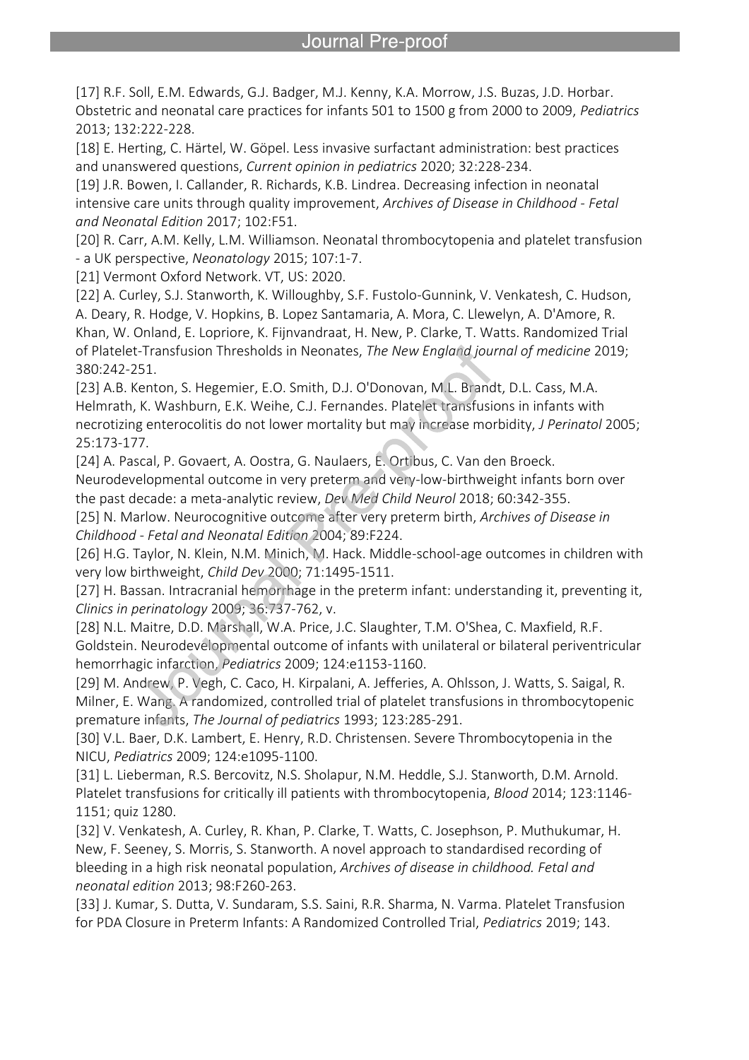[17] R.F. Soll, E.M. Edwards, G.J. Badger, M.J. Kenny, K.A. Morrow, J.S. Buzas, J.D. Horbar. Obstetric and neonatal care practices for infants 501 to 1500 g from 2000 to 2009, *Pediatrics* 2013; 132:222-228.

[18] E. Herting, C. Härtel, W. Göpel. Less invasive surfactant administration: best practices and unanswered questions, *Current opinion in pediatrics* 2020; 32:228-234.

[19] J.R. Bowen, I. Callander, R. Richards, K.B. Lindrea. Decreasing infection in neonatal intensive care units through quality improvement, *Archives of Disease in Childhood - Fetal and Neonatal Edition* 2017; 102:F51.

[20] R. Carr, A.M. Kelly, L.M. Williamson. Neonatal thrombocytopenia and platelet transfusion - a UK perspective, *Neonatology* 2015; 107:1-7.

[21] Vermont Oxford Network. VT, US: 2020.

[22] A. Curley, S.J. Stanworth, K. Willoughby, S.F. Fustolo-Gunnink, V. Venkatesh, C. Hudson, A. Deary, R. Hodge, V. Hopkins, B. Lopez Santamaria, A. Mora, C. Llewelyn, A. D'Amore, R. Khan, W. Onland, E. Lopriore, K. Fijnvandraat, H. New, P. Clarke, T. Watts. Randomized Trial of Platelet-Transfusion Thresholds in Neonates, *The New England journal of medicine* 2019; 380:242-251.

[23] A.B. Kenton, S. Hegemier, E.O. Smith, D.J. O'Donovan, M.L. Brandt, D.L. Cass, M.A. Helmrath, K. Washburn, E.K. Weihe, C.J. Fernandes. Platelet transfusions in infants with necrotizing enterocolitis do not lower mortality but may increase morbidity, *J Perinatol* 2005; 25:173-177.

[24] A. Pascal, P. Govaert, A. Oostra, G. Naulaers, E. Ortibus, C. Van den Broeck. Neurodevelopmental outcome in very preterm and very-low-birthweight infants born over the past decade: a meta-analytic review, *Dev Med Child Neurol* 2018; 60:342-355.

[25] N. Marlow. Neurocognitive outcome after very preterm birth, *Archives of Disease in Childhood - Fetal and Neonatal Edition* 2004; 89:F224.

[26] H.G. Taylor, N. Klein, N.M. Minich, M. Hack. Middle-school-age outcomes in children with very low birthweight, *Child Dev* 2000; 71:1495-1511.

[27] H. Bassan. Intracranial hemorrhage in the preterm infant: understanding it, preventing it, *Clinics in perinatology* 2009; 36:737-762, v.

[28] N.L. Maitre, D.D. Marshall, W.A. Price, J.C. Slaughter, T.M. O'Shea, C. Maxfield, R.F. Goldstein. Neurodevelopmental outcome of infants with unilateral or bilateral periventricular hemorrhagic infarction, *Pediatrics* 2009; 124:e1153-1160.

[29] M. Andrew, P. Vegh, C. Caco, H. Kirpalani, A. Jefferies, A. Ohlsson, J. Watts, S. Saigal, R. Milner, E. Wang. A randomized, controlled trial of platelet transfusions in thrombocytopenic premature infants, *The Journal of pediatrics* 1993; 123:285-291.

[30] V.L. Baer, D.K. Lambert, E. Henry, R.D. Christensen. Severe Thrombocytopenia in the NICU, *Pediatrics* 2009; 124:e1095-1100.

[31] L. Lieberman, R.S. Bercovitz, N.S. Sholapur, N.M. Heddle, S.J. Stanworth, D.M. Arnold. Platelet transfusions for critically ill patients with thrombocytopenia, *Blood* 2014; 123:1146-1151; quiz 1280.

[32] V. Venkatesh, A. Curley, R. Khan, P. Clarke, T. Watts, C. Josephson, P. Muthukumar, H. New, F. Seeney, S. Morris, S. Stanworth. A novel approach to standardised recording of bleeding in a high risk neonatal population, *Archives of disease in childhood. Fetal and neonatal edition* 2013; 98:F260-263.

[33] J. Kumar, S. Dutta, V. Sundaram, S.S. Saini, R.R. Sharma, N. Varma. Platelet Transfusion for PDA Closure in Preterm Infants: A Randomized Controlled Trial, *Pediatrics* 2019; 143.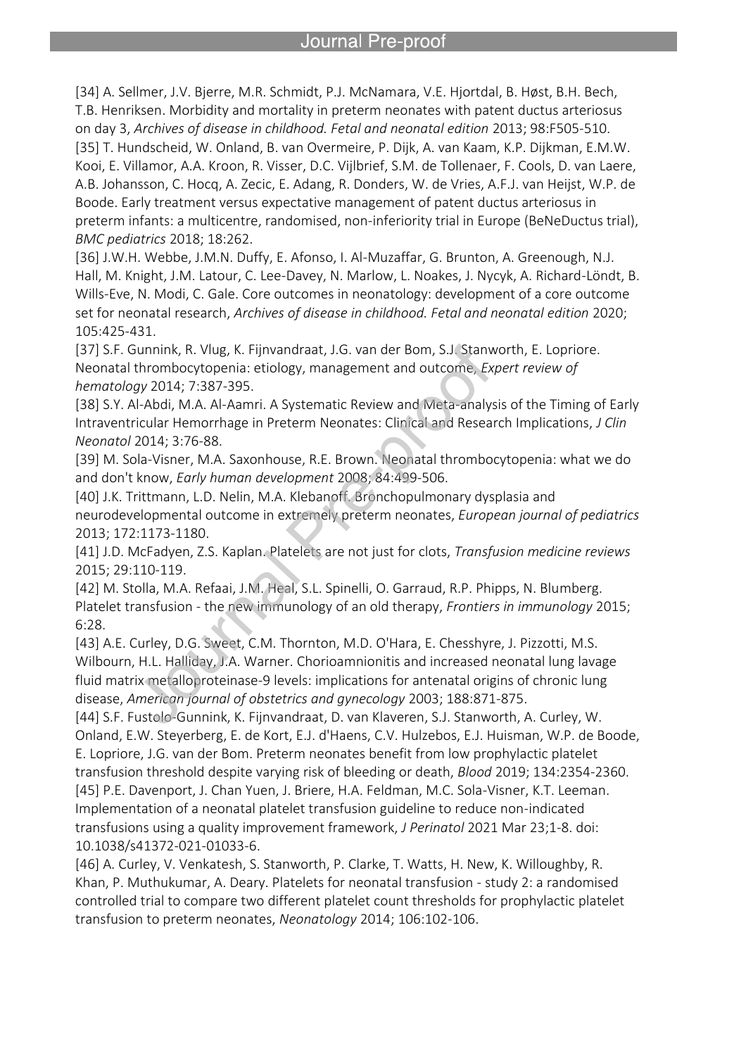[34] A. Sellmer, J.V. Bjerre, M.R. Schmidt, P.J. McNamara, V.E. Hjortdal, B. Høst, B.H. Bech, T.B. Henriksen. Morbidity and mortality in preterm neonates with patent ductus arteriosus on day 3, *Archives of disease in childhood. Fetal and neonatal edition* 2013; 98:F505-510.
[35] T. Hundscheid, W. Onland, B. van Overmeire, P. Dijk, A. van Kaam, K.P. Dijkman, E.M.W. Kooi, E. Villamor, A.A. Kroon, R. Visser, D.C. Vijlbrief, S.M. de Tollenaer, F. Cools, D. van Laere, A.B. Johansson, C. Hocq, A. Zecic, E. Adang, R. Donders, W. de Vries, A.F.J. van Heijst, W.P. de Boode. Early treatment versus expectative management of patent ductus arteriosus in preterm infants: a multicentre, randomised, non-inferiority trial in Europe (BeNeDuctus trial), *BMC pediatrics* 2018; 18:262.
[36] J.W.H. Webbe, J.M.N. Duffy, E. Afonso, I. Al-Muzaffar, G. Brunton, A. Greenough, N.J. Hall, M. Knight, J.M. Latour, C. Lee-Davey, N. Marlow, L. Noakes, J. Nycyk, A. Richard-Löndt, B. Wills-Eve, N. Modi, C. Gale. Core outcomes in neonatology: development of a core outcome set for neonatal research, *Archives of disease in childhood. Fetal and neonatal edition* 2020; 105:425-431.
[37] S.F. Gunnink, R. Vlug, K. Fijnvandraat, J.G. van der Bom, S.J. Stanworth, E. Lopriore. Neonatal thrombocytopenia: etiology, management and outcome, *Expert review of hematology* 2014; 7:387-395.
[38] S.Y. Al-Abdi, M.A. Al-Aamri. A Systematic Review and Meta-analysis of the Timing of Early Intraventricular Hemorrhage in Preterm Neonates: Clinical and Research Implications, *J Clin Neonatol* 2014; 3:76-88.
[39] M. Sola-Visner, M.A. Saxonhouse, R.E. Brown. Neonatal thrombocytopenia: what we do and don't know, *Early human development* 2008; 84:499-506.
[40] J.K. Trittmann, L.D. Nelin, M.A. Klebanoff. Bronchopulmonary dysplasia and neurodevelopmental outcome in extremely preterm neonates, *European journal of pediatrics* 2013; 172:1173-1180.
[41] J.D. McFadyen, Z.S. Kaplan. Platelets are not just for clots, *Transfusion medicine reviews* 2015; 29:110-119.
[42] M. Stolla, M.A. Refaai, J.M. Heal, S.L. Spinelli, O. Garraud, R.P. Phipps, N. Blumberg. Platelet transfusion - the new immunology of an old therapy, *Frontiers in immunology* 2015; 6:28.
[43] A.E. Curley, D.G. Sweet, C.M. Thornton, M.D. O'Hara, E. Chesshyre, J. Pizzotti, M.S. Wilbourn, H.L. Halliday, J.A. Warner. Chorioamnionitis and increased neonatal lung lavage fluid matrix metalloproteinase-9 levels: implications for antenatal origins of chronic lung disease, *American journal of obstetrics and gynecology* 2003; 188:871-875.
[44] S.F. Fustolo-Gunnink, K. Fijnvandraat, D. van Klaveren, S.J. Stanworth, A. Curley, W. Onland, E.W. Steyerberg, E. de Kort, E.J. d'Haens, C.V. Hulzebos, E.J. Huisman, W.P. de Boode, E. Lopriore, J.G. van der Bom. Preterm neonates benefit from low prophylactic platelet transfusion threshold despite varying risk of bleeding or death, *Blood* 2019; 134:2354-2360.
[45] P.E. Davenport, J. Chan Yuen, J. Briere, H.A. Feldman, M.C. Sola-Visner, K.T. Leeman. Implementation of a neonatal platelet transfusion guideline to reduce non-indicated transfusions using a quality improvement framework, *J Perinatol* 2021 Mar 23;1-8. doi: 10.1038/s41372-021-01033-6.
[46] A. Curley, V. Venkatesh, S. Stanworth, P. Clarke, T. Watts, H. New, K. Willoughby, R. Khan, P. Muthukumar, A. Deary. Platelets for neonatal transfusion - study 2: a randomised controlled trial to compare two different platelet count thresholds for prophylactic platelet transfusion to preterm neonates, *Neonatology* 2014; 106:102-106.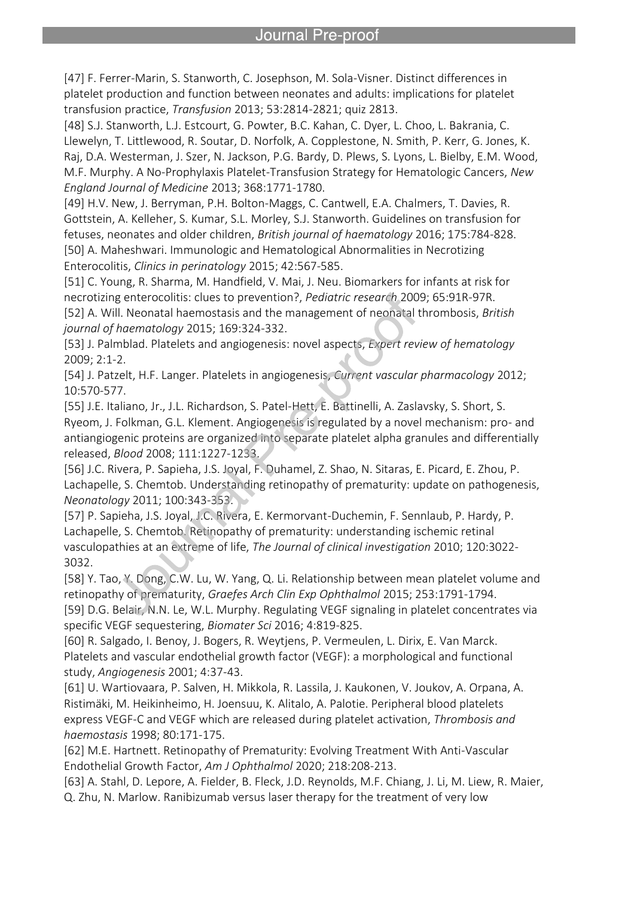[47] F. Ferrer-Marin, S. Stanworth, C. Josephson, M. Sola-Visner. Distinct differences in platelet production and function between neonates and adults: implications for platelet transfusion practice, *Transfusion* 2013; 53:2814-2821; quiz 2813.

[48] S.J. Stanworth, L.J. Estcourt, G. Powter, B.C. Kahan, C. Dyer, L. Choo, L. Bakrania, C. Llewelyn, T. Littlewood, R. Soutar, D. Norfolk, A. Copplestone, N. Smith, P. Kerr, G. Jones, K. Raj, D.A. Westerman, J. Szer, N. Jackson, P.G. Bardy, D. Plews, S. Lyons, L. Bielby, E.M. Wood, M.F. Murphy. A No-Prophylaxis Platelet-Transfusion Strategy for Hematologic Cancers, *New England Journal of Medicine* 2013; 368:1771-1780.

[49] H.V. New, J. Berryman, P.H. Bolton-Maggs, C. Cantwell, E.A. Chalmers, T. Davies, R. Gottstein, A. Kelleher, S. Kumar, S.L. Morley, S.J. Stanworth. Guidelines on transfusion for fetuses, neonates and older children, *British journal of haematology* 2016; 175:784-828.

[50] A. Maheshwari. Immunologic and Hematological Abnormalities in Necrotizing Enterocolitis, *Clinics in perinatology* 2015; 42:567-585.

[51] C. Young, R. Sharma, M. Handfield, V. Mai, J. Neu. Biomarkers for infants at risk for necrotizing enterocolitis: clues to prevention?, *Pediatric research* 2009; 65:91R-97R.

[52] A. Will. Neonatal haemostasis and the management of neonatal thrombosis, *British journal of haematology* 2015; 169:324-332.

[53] J. Palmblad. Platelets and angiogenesis: novel aspects, *Expert review of hematology* 2009; 2:1-2.

[54] J. Patzelt, H.F. Langer. Platelets in angiogenesis, *Current vascular pharmacology* 2012; 10:570-577.

[55] J.E. Italiano, Jr., J.L. Richardson, S. Patel-Hett, E. Battinelli, A. Zaslavsky, S. Short, S. Ryeom, J. Folkman, G.L. Klement. Angiogenesis is regulated by a novel mechanism: pro- and antiangiogenic proteins are organized into separate platelet alpha granules and differentially released, *Blood* 2008; 111:1227-1233.

[56] J.C. Rivera, P. Sapieha, J.S. Joyal, F. Duhamel, Z. Shao, N. Sitaras, E. Picard, E. Zhou, P. Lachapelle, S. Chemtob. Understanding retinopathy of prematurity: update on pathogenesis, *Neonatology* 2011; 100:343-353.

[57] P. Sapieha, J.S. Joyal, J.C. Rivera, E. Kermorvant-Duchemin, F. Sennlaub, P. Hardy, P. Lachapelle, S. Chemtob. Retinopathy of prematurity: understanding ischemic retinal vasculopathies at an extreme of life, *The Journal of clinical investigation* 2010; 120:3022-3032.

[58] Y. Tao, Y. Dong, C.W. Lu, W. Yang, Q. Li. Relationship between mean platelet volume and retinopathy of prematurity, *Graefes Arch Clin Exp Ophthalmol* 2015; 253:1791-1794.

[59] D.G. Belair, N.N. Le, W.L. Murphy. Regulating VEGF signaling in platelet concentrates via specific VEGF sequestering, *Biomater Sci* 2016; 4:819-825.

[60] R. Salgado, I. Benoy, J. Bogers, R. Weytjens, P. Vermeulen, L. Dirix, E. Van Marck. Platelets and vascular endothelial growth factor (VEGF): a morphological and functional study, *Angiogenesis* 2001; 4:37-43.

[61] U. Wartiovaara, P. Salven, H. Mikkola, R. Lassila, J. Kaukonen, V. Joukov, A. Orpana, A. Ristimäki, M. Heikinheimo, H. Joensuu, K. Alitalo, A. Palotie. Peripheral blood platelets express VEGF-C and VEGF which are released during platelet activation, *Thrombosis and haemostasis* 1998; 80:171-175.

[62] M.E. Hartnett. Retinopathy of Prematurity: Evolving Treatment With Anti-Vascular Endothelial Growth Factor, *Am J Ophthalmol* 2020; 218:208-213.

[63] A. Stahl, D. Lepore, A. Fielder, B. Fleck, J.D. Reynolds, M.F. Chiang, J. Li, M. Liew, R. Maier, Q. Zhu, N. Marlow. Ranibizumab versus laser therapy for the treatment of very low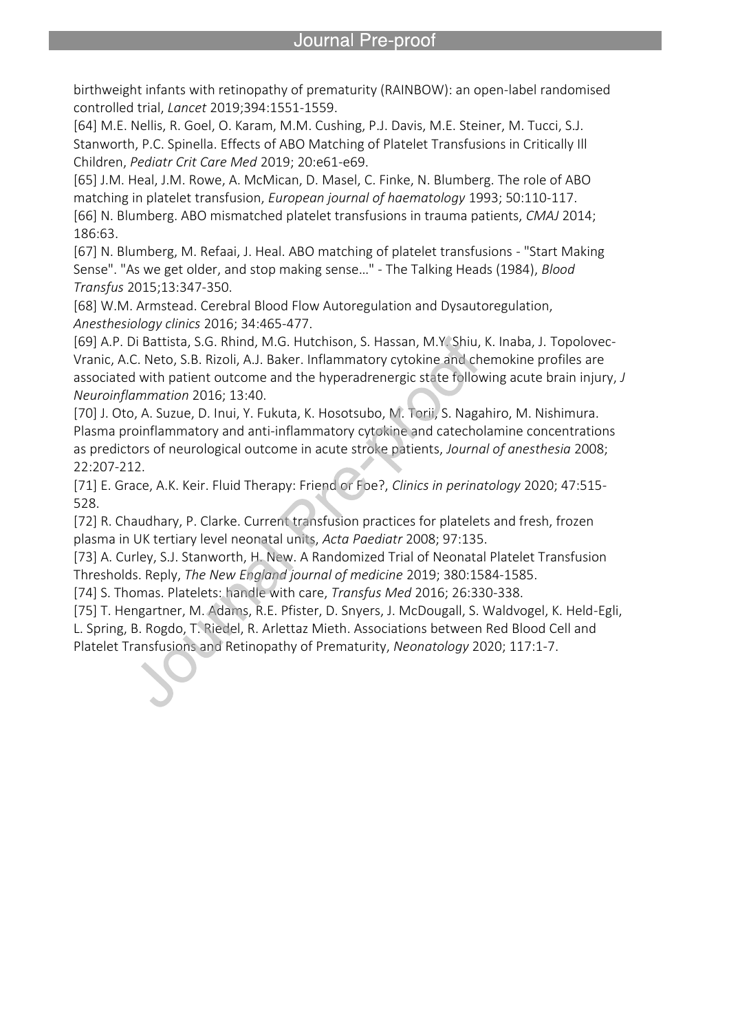birthweight infants with retinopathy of prematurity (RAINBOW): an open-label randomised controlled trial, *Lancet* 2019;394:1551-1559.

[64] M.E. Nellis, R. Goel, O. Karam, M.M. Cushing, P.J. Davis, M.E. Steiner, M. Tucci, S.J. Stanworth, P.C. Spinella. Effects of ABO Matching of Platelet Transfusions in Critically Ill Children, *Pediatr Crit Care Med* 2019; 20:e61-e69.

[65] J.M. Heal, J.M. Rowe, A. McMican, D. Masel, C. Finke, N. Blumberg. The role of ABO matching in platelet transfusion, *European journal of haematology* 1993; 50:110-117.

[66] N. Blumberg. ABO mismatched platelet transfusions in trauma patients, *CMAJ* 2014; 186:63.

[67] N. Blumberg, M. Refaai, J. Heal. ABO matching of platelet transfusions - "Start Making Sense". "As we get older, and stop making sense..." - The Talking Heads (1984), *Blood Transfus* 2015;13:347-350.

[68] W.M. Armstead. Cerebral Blood Flow Autoregulation and Dysautoregulation, *Anesthesiology clinics* 2016; 34:465-477.

[69] A.P. Di Battista, S.G. Rhind, M.G. Hutchison, S. Hassan, M.Y. Shiu, K. Inaba, J. Topolovec-Vranic, A.C. Neto, S.B. Rizoli, A.J. Baker. Inflammatory cytokine and chemokine profiles are associated with patient outcome and the hyperadrenergic state following acute brain injury, *J Neuroinflammation* 2016; 13:40.

[70] J. Oto, A. Suzue, D. Inui, Y. Fukuta, K. Hosotsubo, M. Torii, S. Nagahiro, M. Nishimura. Plasma proinflammatory and anti-inflammatory cytokine and catecholamine concentrations as predictors of neurological outcome in acute stroke patients, *Journal of anesthesia* 2008; 22:207-212.

[71] E. Grace, A.K. Keir. Fluid Therapy: Friend or Foe?, *Clinics in perinatology* 2020; 47:515-528.

[72] R. Chaudhary, P. Clarke. Current transfusion practices for platelets and fresh, frozen plasma in UK tertiary level neonatal units, *Acta Paediatr* 2008; 97:135.

[73] A. Curley, S.J. Stanworth, H. New. A Randomized Trial of Neonatal Platelet Transfusion Thresholds. Reply, *The New England journal of medicine* 2019; 380:1584-1585.

[74] S. Thomas. Platelets: handle with care, *Transfus Med* 2016; 26:330-338.

[75] T. Hengartner, M. Adams, R.E. Pfister, D. Snyers, J. McDougall, S. Waldvogel, K. Held-Egli, L. Spring, B. Rogdo, T. Riedel, R. Arlettaz Mieth. Associations between Red Blood Cell and Platelet Transfusions and Retinopathy of Prematurity, *Neonatology* 2020; 117:1-7.